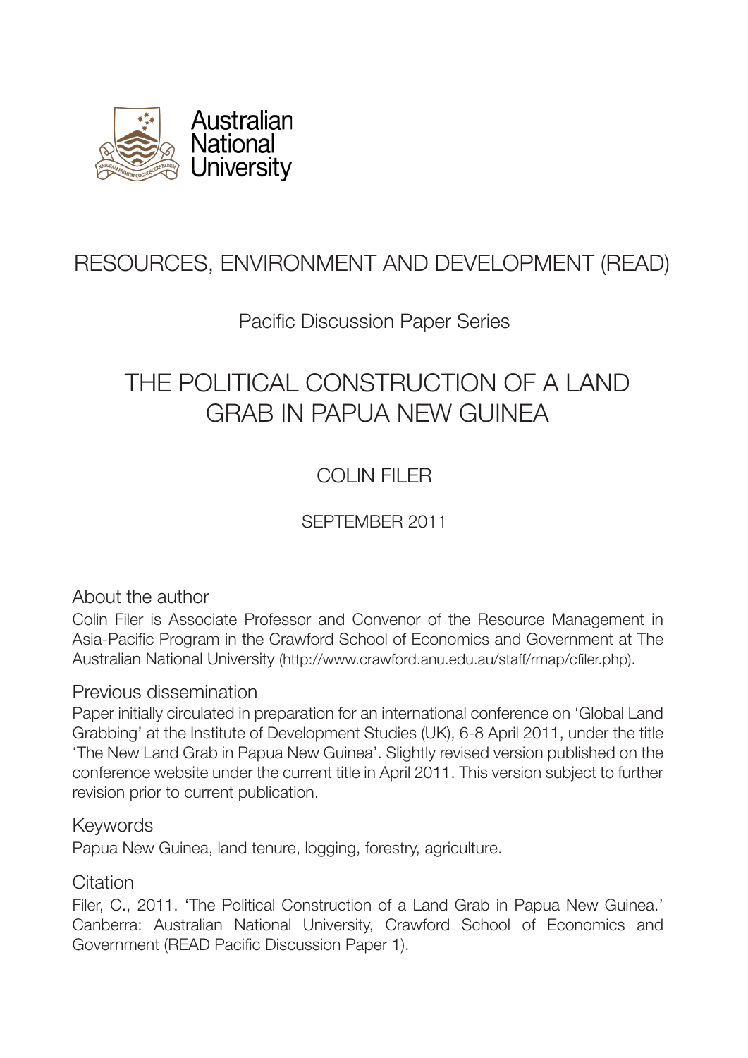Australian National University

RESOURCES, ENVIRONMENT AND DEVELOPMENT (READ)

Pacific Discussion Paper Series

# THE POLITICAL CONSTRUCTION OF A LAND GRAB IN PAPUA NEW GUINEA

COLIN FILER

SEPTEMBER 2011

## About the author

Colin Filer is Associate Professor and Convenor of the Resource Management in Asia-Pacific Program in the Crawford School of Economics and Government at The Australian National University (http://www.crawford.anu.edu.au/staff/rmap/cfiler.php).

## Previous dissemination

Paper initially circulated in preparation for an international conference on 'Global Land Grabbing' at the Institute of Development Studies (UK), 6-8 April 2011, under the title 'The New Land Grab in Papua New Guinea'. Slightly revised version published on the conference website under the current title in April 2011. This version subject to further revision prior to current publication.

## Keywords

Papua New Guinea, land tenure, logging, forestry, agriculture.

## Citation

Filer, C., 2011. 'The Political Construction of a Land Grab in Papua New Guinea.' Canberra: Australian National University, Crawford School of Economics and Government (READ Pacific Discussion Paper 1).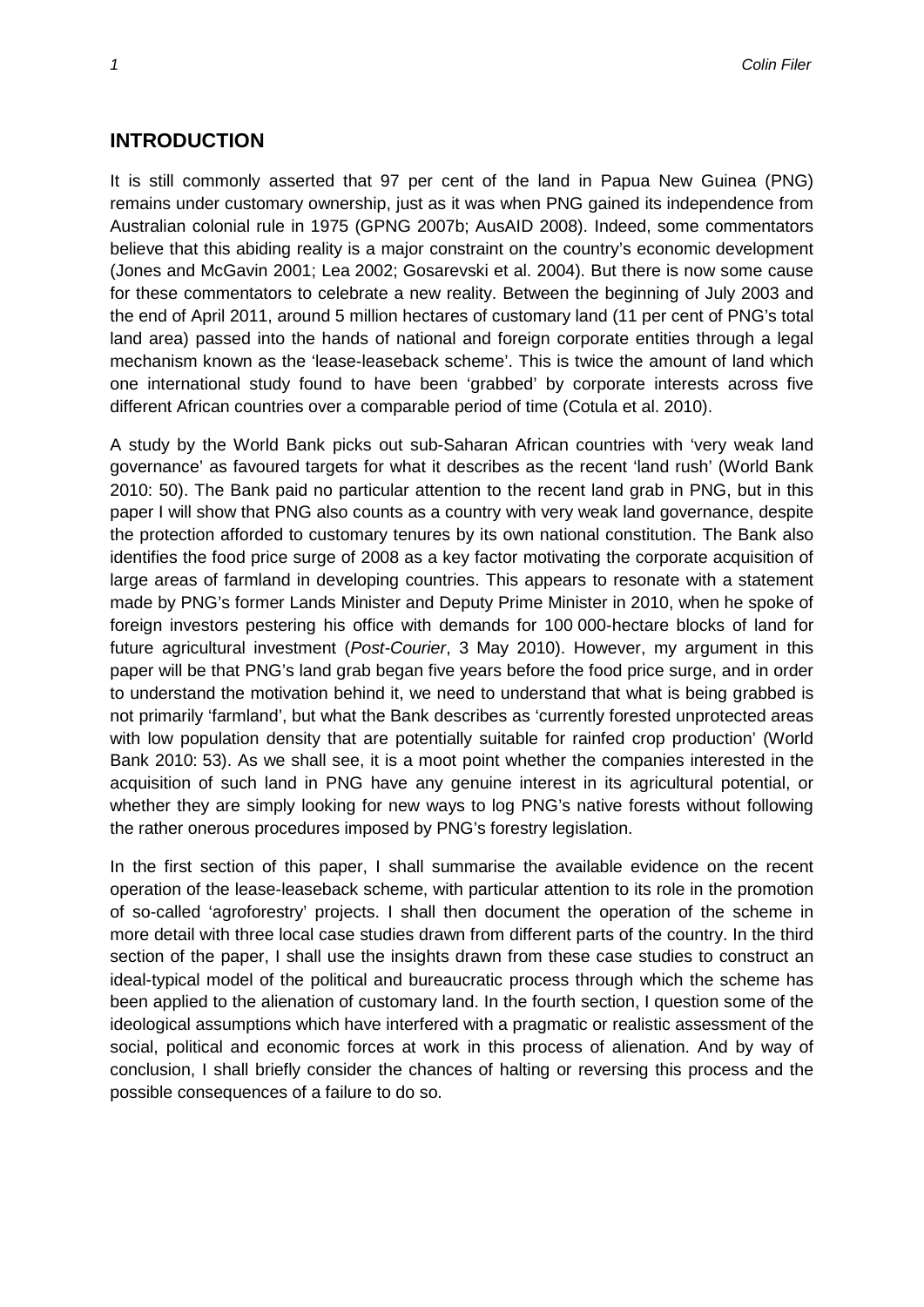## INTRODUCTION

It is still commonly asserted that 97 per cent of the land in Papua New Guinea (PNG) remains under customary ownership, just as it was when PNG gained its independence from Australian colonial rule in 1975 (GPNG 2007b; AusAID 2008). Indeed, some commentators believe that this abiding reality is a major constraint on the country's economic development (Jones and McGavin 2001; Lea 2002; Gosarevski et al. 2004). But there is now some cause for these commentators to celebrate a new reality. Between the beginning of July 2003 and the end of April 2011, around 5 million hectares of customary land (11 per cent of PNG's total land area) passed into the hands of national and foreign corporate entities through a legal mechanism known as the 'lease-leaseback scheme'. This is twice the amount of land which one international study found to have been 'grabbed' by corporate interests across five different African countries over a comparable period of time (Cotula et al. 2010).

A study by the World Bank picks out sub-Saharan African countries with 'very weak land governance' as favoured targets for what it describes as the recent 'land rush' (World Bank 2010: 50). The Bank paid no particular attention to the recent land grab in PNG, but in this paper I will show that PNG also counts as a country with very weak land governance, despite the protection afforded to customary tenures by its own national constitution. The Bank also identifies the food price surge of 2008 as a key factor motivating the corporate acquisition of large areas of farmland in developing countries. This appears to resonate with a statement made by PNG's former Lands Minister and Deputy Prime Minister in 2010, when he spoke of foreign investors pestering his office with demands for 100 000-hectare blocks of land for future agricultural investment (*Post-Courier*, 3 May 2010). However, my argument in this paper will be that PNG's land grab began five years before the food price surge, and in order to understand the motivation behind it, we need to understand that what is being grabbed is not primarily 'farmland', but what the Bank describes as 'currently forested unprotected areas with low population density that are potentially suitable for rainfed crop production' (World Bank 2010: 53). As we shall see, it is a moot point whether the companies interested in the acquisition of such land in PNG have any genuine interest in its agricultural potential, or whether they are simply looking for new ways to log PNG's native forests without following the rather onerous procedures imposed by PNG's forestry legislation.

In the first section of this paper, I shall summarise the available evidence on the recent operation of the lease-leaseback scheme, with particular attention to its role in the promotion of so-called 'agroforestry' projects. I shall then document the operation of the scheme in more detail with three local case studies drawn from different parts of the country. In the third section of the paper, I shall use the insights drawn from these case studies to construct an ideal-typical model of the political and bureaucratic process through which the scheme has been applied to the alienation of customary land. In the fourth section, I question some of the ideological assumptions which have interfered with a pragmatic or realistic assessment of the social, political and economic forces at work in this process of alienation. And by way of conclusion, I shall briefly consider the chances of halting or reversing this process and the possible consequences of a failure to do so.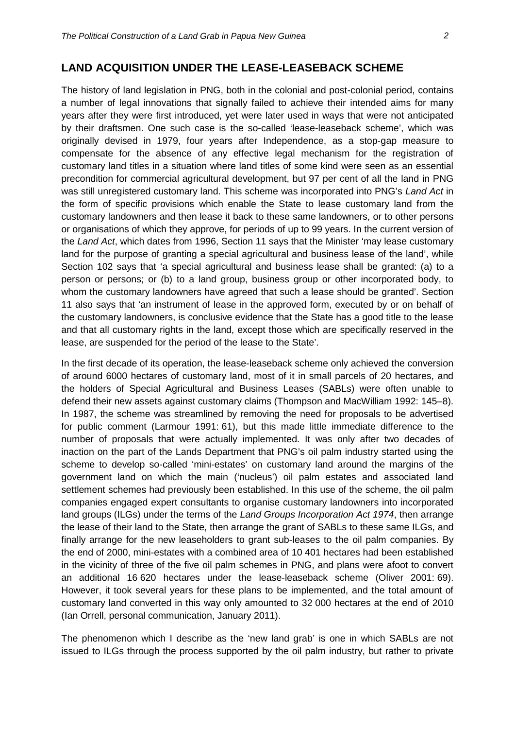## LAND ACQUISITION UNDER THE LEASE-LEASEBACK SCHEME

The history of land legislation in PNG, both in the colonial and post-colonial period, contains a number of legal innovations that signally failed to achieve their intended aims for many years after they were first introduced, yet were later used in ways that were not anticipated by their draftsmen. One such case is the so-called 'lease-leaseback scheme', which was originally devised in 1979, four years after Independence, as a stop-gap measure to compensate for the absence of any effective legal mechanism for the registration of customary land titles in a situation where land titles of some kind were seen as an essential precondition for commercial agricultural development, but 97 per cent of all the land in PNG was still unregistered customary land. This scheme was incorporated into PNG's *Land Act* in the form of specific provisions which enable the State to lease customary land from the customary landowners and then lease it back to these same landowners, or to other persons or organisations of which they approve, for periods of up to 99 years. In the current version of the *Land Act*, which dates from 1996, Section 11 says that the Minister 'may lease customary land for the purpose of granting a special agricultural and business lease of the land', while Section 102 says that 'a special agricultural and business lease shall be granted: (a) to a person or persons; or (b) to a land group, business group or other incorporated body, to whom the customary landowners have agreed that such a lease should be granted'. Section 11 also says that 'an instrument of lease in the approved form, executed by or on behalf of the customary landowners, is conclusive evidence that the State has a good title to the lease and that all customary rights in the land, except those which are specifically reserved in the lease, are suspended for the period of the lease to the State'.

In the first decade of its operation, the lease-leaseback scheme only achieved the conversion of around 6000 hectares of customary land, most of it in small parcels of 20 hectares, and the holders of Special Agricultural and Business Leases (SABLs) were often unable to defend their new assets against customary claims (Thompson and MacWilliam 1992: 145–8). In 1987, the scheme was streamlined by removing the need for proposals to be advertised for public comment (Larmour 1991: 61), but this made little immediate difference to the number of proposals that were actually implemented. It was only after two decades of inaction on the part of the Lands Department that PNG's oil palm industry started using the scheme to develop so-called 'mini-estates' on customary land around the margins of the government land on which the main ('nucleus') oil palm estates and associated land settlement schemes had previously been established. In this use of the scheme, the oil palm companies engaged expert consultants to organise customary landowners into incorporated land groups (ILGs) under the terms of the *Land Groups Incorporation Act 1974*, then arrange the lease of their land to the State, then arrange the grant of SABLs to these same ILGs, and finally arrange for the new leaseholders to grant sub-leases to the oil palm companies. By the end of 2000, mini-estates with a combined area of 10 401 hectares had been established in the vicinity of three of the five oil palm schemes in PNG, and plans were afoot to convert an additional 16 620 hectares under the lease-leaseback scheme (Oliver 2001: 69). However, it took several years for these plans to be implemented, and the total amount of customary land converted in this way only amounted to 32 000 hectares at the end of 2010 (Ian Orrell, personal communication, January 2011).

The phenomenon which I describe as the 'new land grab' is one in which SABLs are not issued to ILGs through the process supported by the oil palm industry, but rather to private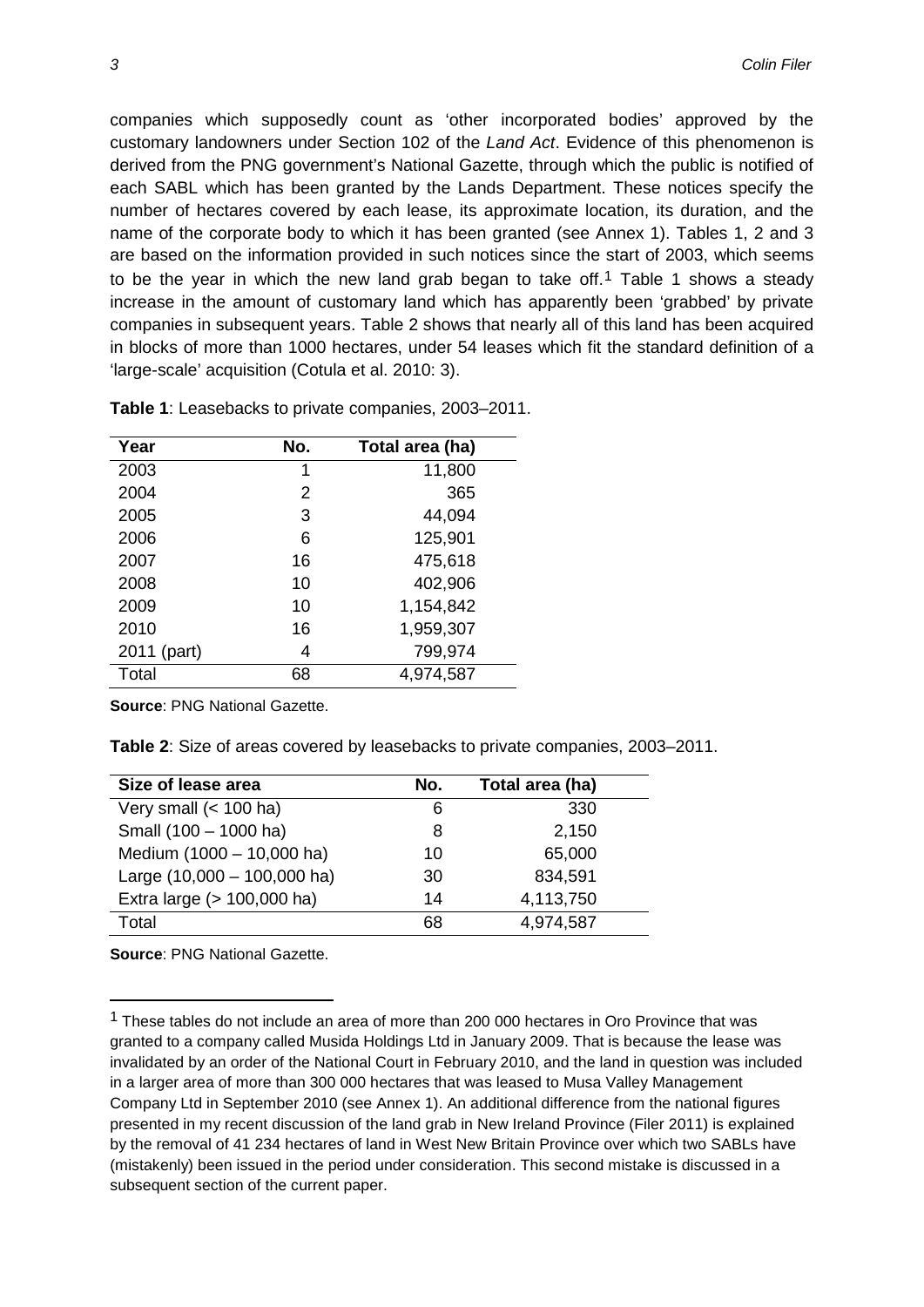companies which supposedly count as 'other incorporated bodies' approved by the customary landowners under Section 102 of the *Land Act*. Evidence of this phenomenon is derived from the PNG government's National Gazette, through which the public is notified of each SABL which has been granted by the Lands Department. These notices specify the number of hectares covered by each lease, its approximate location, its duration, and the name of the corporate body to which it has been granted (see Annex 1). Tables 1, 2 and 3 are based on the information provided in such notices since the start of 2003, which seems to be the year in which the new land grab began to take off.[1] Table 1 shows a steady increase in the amount of customary land which has apparently been 'grabbed' by private companies in subsequent years. Table 2 shows that nearly all of this land has been acquired in blocks of more than 1000 hectares, under 54 leases which fit the standard definition of a 'large-scale' acquisition (Cotula et al. 2010: 3).

**Table 1**: Leasebacks to private companies, 2003–2011.

| Year | No. | Total area (ha) |
|---|---|---|
| 2003 | 1 | 11,800 |
| 2004 | 2 | 365 |
| 2005 | 3 | 44,094 |
| 2006 | 6 | 125,901 |
| 2007 | 16 | 475,618 |
| 2008 | 10 | 402,906 |
| 2009 | 10 | 1,154,842 |
| 2010 | 16 | 1,959,307 |
| 2011 (part) | 4 | 799,974 |
| Total | 68 | 4,974,587 |

**Source**: PNG National Gazette.

**Table 2**: Size of areas covered by leasebacks to private companies, 2003–2011.

| Size of lease area | No. | Total area (ha) |
|---|---|---|
| Very small (< 100 ha) | 6 | 330 |
| Small (100 – 1000 ha) | 8 | 2,150 |
| Medium (1000 – 10,000 ha) | 10 | 65,000 |
| Large (10,000 – 100,000 ha) | 30 | 834,591 |
| Extra large (> 100,000 ha) | 14 | 4,113,750 |
| Total | 68 | 4,974,587 |

**Source**: PNG National Gazette.

[1] These tables do not include an area of more than 200 000 hectares in Oro Province that was granted to a company called Musida Holdings Ltd in January 2009. That is because the lease was invalidated by an order of the National Court in February 2010, and the land in question was included in a larger area of more than 300 000 hectares that was leased to Musa Valley Management Company Ltd in September 2010 (see Annex 1). An additional difference from the national figures presented in my recent discussion of the land grab in New Ireland Province (Filer 2011) is explained by the removal of 41 234 hectares of land in West New Britain Province over which two SABLs have (mistakenly) been issued in the period under consideration. This second mistake is discussed in a subsequent section of the current paper.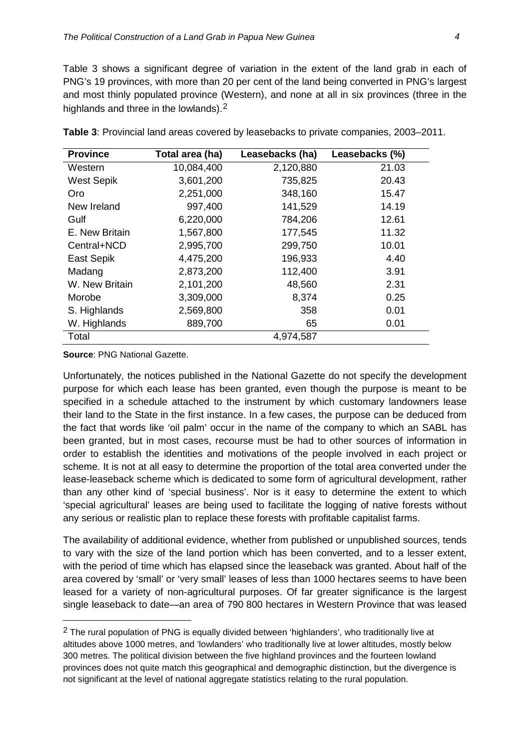Table 3 shows a significant degree of variation in the extent of the land grab in each of PNG's 19 provinces, with more than 20 per cent of the land being converted in PNG's largest and most thinly populated province (Western), and none at all in six provinces (three in the highlands and three in the lowlands).[2]

**Table 3**: Provincial land areas covered by leasebacks to private companies, 2003–2011.

| Province | Total area (ha) | Leasebacks (ha) | Leasebacks (%) |
|---|---|---|---|
| Western | 10,084,400 | 2,120,880 | 21.03 |
| West Sepik | 3,601,200 | 735,825 | 20.43 |
| Oro | 2,251,000 | 348,160 | 15.47 |
| New Ireland | 997,400 | 141,529 | 14.19 |
| Gulf | 6,220,000 | 784,206 | 12.61 |
| E. New Britain | 1,567,800 | 177,545 | 11.32 |
| Central+NCD | 2,995,700 | 299,750 | 10.01 |
| East Sepik | 4,475,200 | 196,933 | 4.40 |
| Madang | 2,873,200 | 112,400 | 3.91 |
| W. New Britain | 2,101,200 | 48,560 | 2.31 |
| Morobe | 3,309,000 | 8,374 | 0.25 |
| S. Highlands | 2,569,800 | 358 | 0.01 |
| W. Highlands | 889,700 | 65 | 0.01 |
| Total | | 4,974,587 | |

**Source**: PNG National Gazette.

Unfortunately, the notices published in the National Gazette do not specify the development purpose for which each lease has been granted, even though the purpose is meant to be specified in a schedule attached to the instrument by which customary landowners lease their land to the State in the first instance. In a few cases, the purpose can be deduced from the fact that words like 'oil palm' occur in the name of the company to which an SABL has been granted, but in most cases, recourse must be had to other sources of information in order to establish the identities and motivations of the people involved in each project or scheme. It is not at all easy to determine the proportion of the total area converted under the lease-leaseback scheme which is dedicated to some form of agricultural development, rather than any other kind of 'special business'. Nor is it easy to determine the extent to which 'special agricultural' leases are being used to facilitate the logging of native forests without any serious or realistic plan to replace these forests with profitable capitalist farms.

The availability of additional evidence, whether from published or unpublished sources, tends to vary with the size of the land portion which has been converted, and to a lesser extent, with the period of time which has elapsed since the leaseback was granted. About half of the area covered by 'small' or 'very small' leases of less than 1000 hectares seems to have been leased for a variety of non-agricultural purposes. Of far greater significance is the largest single leaseback to date—an area of 790 800 hectares in Western Province that was leased

[2] The rural population of PNG is equally divided between 'highlanders', who traditionally live at altitudes above 1000 metres, and 'lowlanders' who traditionally live at lower altitudes, mostly below 300 metres. The political division between the five highland provinces and the fourteen lowland provinces does not quite match this geographical and demographic distinction, but the divergence is not significant at the level of national aggregate statistics relating to the rural population.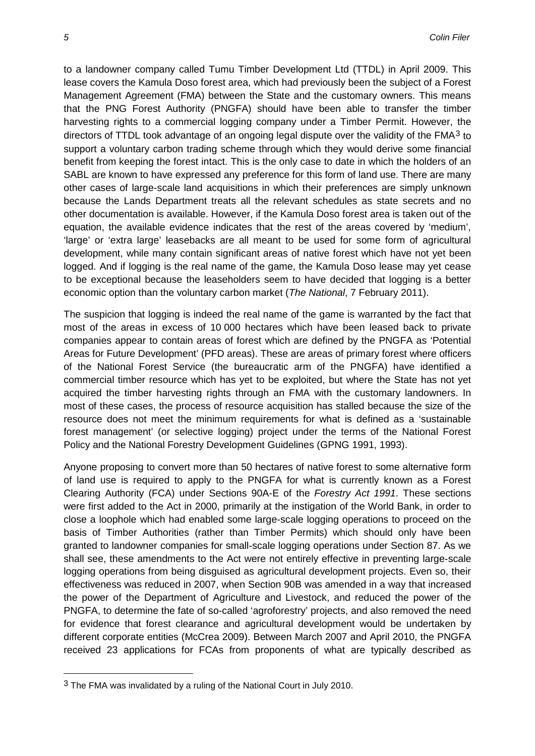to a landowner company called Tumu Timber Development Ltd (TTDL) in April 2009. This lease covers the Kamula Doso forest area, which had previously been the subject of a Forest Management Agreement (FMA) between the State and the customary owners. This means that the PNG Forest Authority (PNGFA) should have been able to transfer the timber harvesting rights to a commercial logging company under a Timber Permit. However, the directors of TTDL took advantage of an ongoing legal dispute over the validity of the FMA[3] to support a voluntary carbon trading scheme through which they would derive some financial benefit from keeping the forest intact. This is the only case to date in which the holders of an SABL are known to have expressed any preference for this form of land use. There are many other cases of large-scale land acquisitions in which their preferences are simply unknown because the Lands Department treats all the relevant schedules as state secrets and no other documentation is available. However, if the Kamula Doso forest area is taken out of the equation, the available evidence indicates that the rest of the areas covered by 'medium', 'large' or 'extra large' leasebacks are all meant to be used for some form of agricultural development, while many contain significant areas of native forest which have not yet been logged. And if logging is the real name of the game, the Kamula Doso lease may yet cease to be exceptional because the leaseholders seem to have decided that logging is a better economic option than the voluntary carbon market (*The National*, 7 February 2011).

The suspicion that logging is indeed the real name of the game is warranted by the fact that most of the areas in excess of 10 000 hectares which have been leased back to private companies appear to contain areas of forest which are defined by the PNGFA as 'Potential Areas for Future Development' (PFD areas). These are areas of primary forest where officers of the National Forest Service (the bureaucratic arm of the PNGFA) have identified a commercial timber resource which has yet to be exploited, but where the State has not yet acquired the timber harvesting rights through an FMA with the customary landowners. In most of these cases, the process of resource acquisition has stalled because the size of the resource does not meet the minimum requirements for what is defined as a 'sustainable forest management' (or selective logging) project under the terms of the National Forest Policy and the National Forestry Development Guidelines (GPNG 1991, 1993).

Anyone proposing to convert more than 50 hectares of native forest to some alternative form of land use is required to apply to the PNGFA for what is currently known as a Forest Clearing Authority (FCA) under Sections 90A-E of the *Forestry Act 1991*. These sections were first added to the Act in 2000, primarily at the instigation of the World Bank, in order to close a loophole which had enabled some large-scale logging operations to proceed on the basis of Timber Authorities (rather than Timber Permits) which should only have been granted to landowner companies for small-scale logging operations under Section 87. As we shall see, these amendments to the Act were not entirely effective in preventing large-scale logging operations from being disguised as agricultural development projects. Even so, their effectiveness was reduced in 2007, when Section 90B was amended in a way that increased the power of the Department of Agriculture and Livestock, and reduced the power of the PNGFA, to determine the fate of so-called 'agroforestry' projects, and also removed the need for evidence that forest clearance and agricultural development would be undertaken by different corporate entities (McCrea 2009). Between March 2007 and April 2010, the PNGFA received 23 applications for FCAs from proponents of what are typically described as

---

[3] The FMA was invalidated by a ruling of the National Court in July 2010.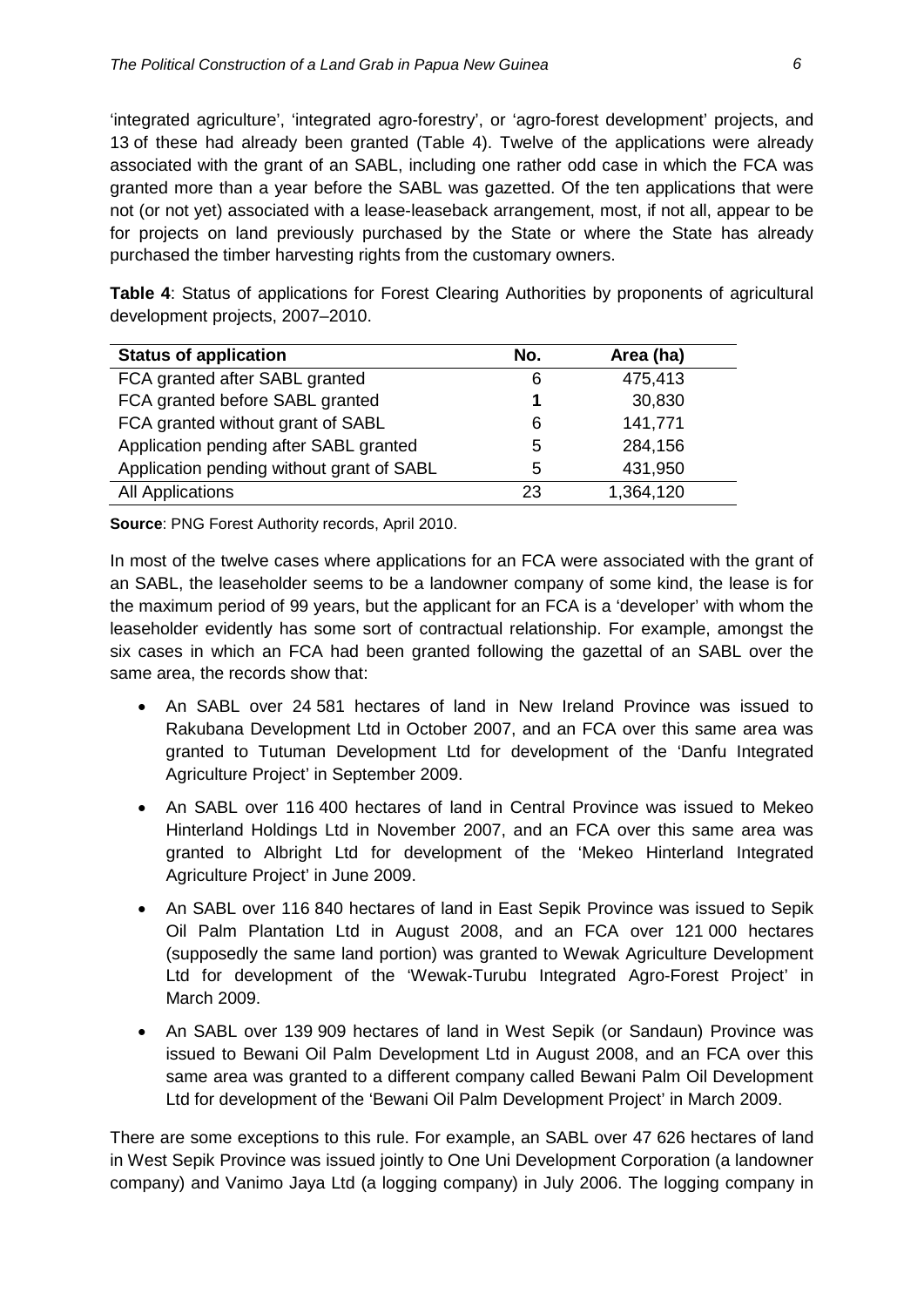'integrated agriculture', 'integrated agro-forestry', or 'agro-forest development' projects, and 13 of these had already been granted (Table 4). Twelve of the applications were already associated with the grant of an SABL, including one rather odd case in which the FCA was granted more than a year before the SABL was gazetted. Of the ten applications that were not (or not yet) associated with a lease-leaseback arrangement, most, if not all, appear to be for projects on land previously purchased by the State or where the State has already purchased the timber harvesting rights from the customary owners.

**Table 4**: Status of applications for Forest Clearing Authorities by proponents of agricultural development projects, 2007–2010.

| Status of application | No. | Area (ha) |
|---|---|---|
| FCA granted after SABL granted | 6 | 475,413 |
| FCA granted before SABL granted | **1** | 30,830 |
| FCA granted without grant of SABL | 6 | 141,771 |
| Application pending after SABL granted | 5 | 284,156 |
| Application pending without grant of SABL | 5 | 431,950 |
| All Applications | 23 | 1,364,120 |

**Source**: PNG Forest Authority records, April 2010.

In most of the twelve cases where applications for an FCA were associated with the grant of an SABL, the leaseholder seems to be a landowner company of some kind, the lease is for the maximum period of 99 years, but the applicant for an FCA is a 'developer' with whom the leaseholder evidently has some sort of contractual relationship. For example, amongst the six cases in which an FCA had been granted following the gazettal of an SABL over the same area, the records show that:

- An SABL over 24 581 hectares of land in New Ireland Province was issued to Rakubana Development Ltd in October 2007, and an FCA over this same area was granted to Tutuman Development Ltd for development of the 'Danfu Integrated Agriculture Project' in September 2009.
- An SABL over 116 400 hectares of land in Central Province was issued to Mekeo Hinterland Holdings Ltd in November 2007, and an FCA over this same area was granted to Albright Ltd for development of the 'Mekeo Hinterland Integrated Agriculture Project' in June 2009.
- An SABL over 116 840 hectares of land in East Sepik Province was issued to Sepik Oil Palm Plantation Ltd in August 2008, and an FCA over 121 000 hectares (supposedly the same land portion) was granted to Wewak Agriculture Development Ltd for development of the 'Wewak-Turubu Integrated Agro-Forest Project' in March 2009.
- An SABL over 139 909 hectares of land in West Sepik (or Sandaun) Province was issued to Bewani Oil Palm Development Ltd in August 2008, and an FCA over this same area was granted to a different company called Bewani Palm Oil Development Ltd for development of the 'Bewani Oil Palm Development Project' in March 2009.

There are some exceptions to this rule. For example, an SABL over 47 626 hectares of land in West Sepik Province was issued jointly to One Uni Development Corporation (a landowner company) and Vanimo Jaya Ltd (a logging company) in July 2006. The logging company in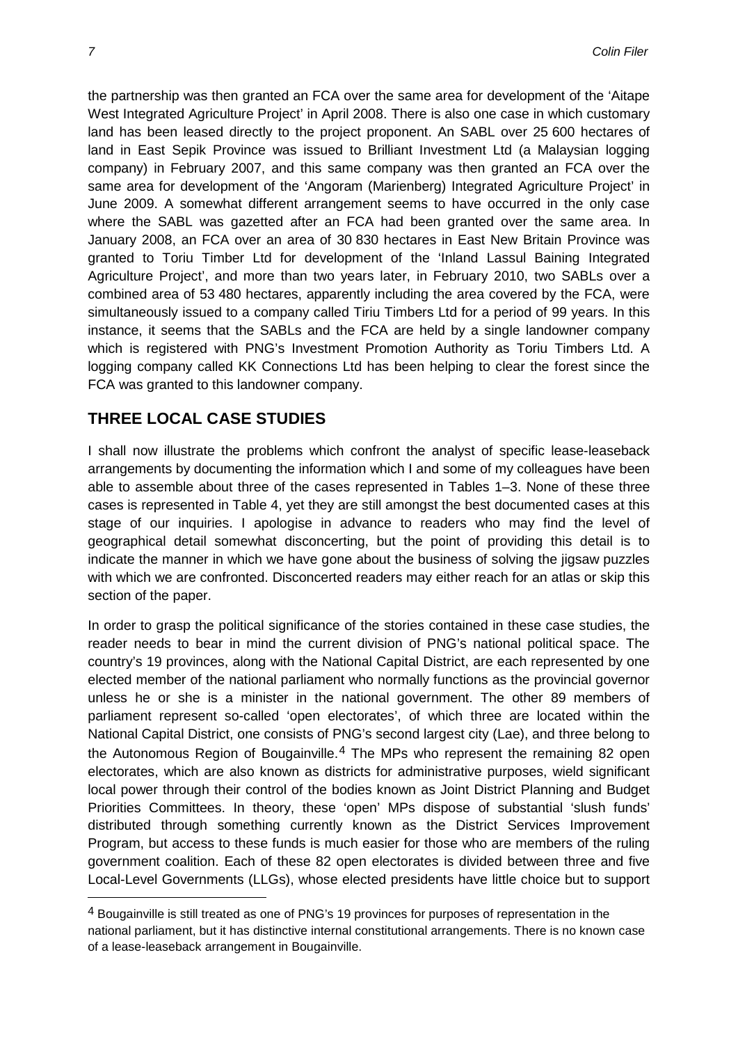the partnership was then granted an FCA over the same area for development of the 'Aitape West Integrated Agriculture Project' in April 2008. There is also one case in which customary land has been leased directly to the project proponent. An SABL over 25 600 hectares of land in East Sepik Province was issued to Brilliant Investment Ltd (a Malaysian logging company) in February 2007, and this same company was then granted an FCA over the same area for development of the 'Angoram (Marienberg) Integrated Agriculture Project' in June 2009. A somewhat different arrangement seems to have occurred in the only case where the SABL was gazetted after an FCA had been granted over the same area. In January 2008, an FCA over an area of 30 830 hectares in East New Britain Province was granted to Toriu Timber Ltd for development of the 'Inland Lassul Baining Integrated Agriculture Project', and more than two years later, in February 2010, two SABLs over a combined area of 53 480 hectares, apparently including the area covered by the FCA, were simultaneously issued to a company called Tiriu Timbers Ltd for a period of 99 years. In this instance, it seems that the SABLs and the FCA are held by a single landowner company which is registered with PNG's Investment Promotion Authority as Toriu Timbers Ltd. A logging company called KK Connections Ltd has been helping to clear the forest since the FCA was granted to this landowner company.

## THREE LOCAL CASE STUDIES

I shall now illustrate the problems which confront the analyst of specific lease-leaseback arrangements by documenting the information which I and some of my colleagues have been able to assemble about three of the cases represented in Tables 1–3. None of these three cases is represented in Table 4, yet they are still amongst the best documented cases at this stage of our inquiries. I apologise in advance to readers who may find the level of geographical detail somewhat disconcerting, but the point of providing this detail is to indicate the manner in which we have gone about the business of solving the jigsaw puzzles with which we are confronted. Disconcerted readers may either reach for an atlas or skip this section of the paper.

In order to grasp the political significance of the stories contained in these case studies, the reader needs to bear in mind the current division of PNG's national political space. The country's 19 provinces, along with the National Capital District, are each represented by one elected member of the national parliament who normally functions as the provincial governor unless he or she is a minister in the national government. The other 89 members of parliament represent so-called 'open electorates', of which three are located within the National Capital District, one consists of PNG's second largest city (Lae), and three belong to the Autonomous Region of Bougainville.[4] The MPs who represent the remaining 82 open electorates, which are also known as districts for administrative purposes, wield significant local power through their control of the bodies known as Joint District Planning and Budget Priorities Committees. In theory, these 'open' MPs dispose of substantial 'slush funds' distributed through something currently known as the District Services Improvement Program, but access to these funds is much easier for those who are members of the ruling government coalition. Each of these 82 open electorates is divided between three and five Local-Level Governments (LLGs), whose elected presidents have little choice but to support

[4] Bougainville is still treated as one of PNG's 19 provinces for purposes of representation in the national parliament, but it has distinctive internal constitutional arrangements. There is no known case of a lease-leaseback arrangement in Bougainville.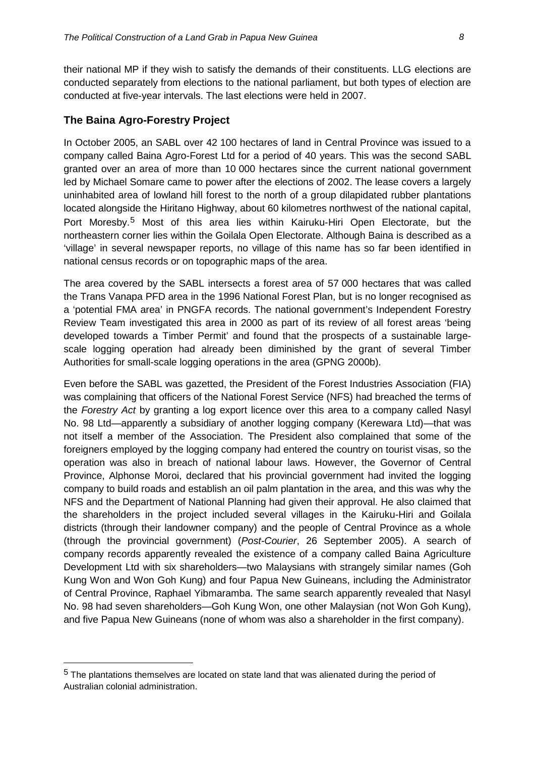their national MP if they wish to satisfy the demands of their constituents. LLG elections are conducted separately from elections to the national parliament, but both types of election are conducted at five-year intervals. The last elections were held in 2007.

## The Baina Agro-Forestry Project

In October 2005, an SABL over 42 100 hectares of land in Central Province was issued to a company called Baina Agro-Forest Ltd for a period of 40 years. This was the second SABL granted over an area of more than 10 000 hectares since the current national government led by Michael Somare came to power after the elections of 2002. The lease covers a largely uninhabited area of lowland hill forest to the north of a group dilapidated rubber plantations located alongside the Hiritano Highway, about 60 kilometres northwest of the national capital, Port Moresby.[5] Most of this area lies within Kairuku-Hiri Open Electorate, but the northeastern corner lies within the Goilala Open Electorate. Although Baina is described as a 'village' in several newspaper reports, no village of this name has so far been identified in national census records or on topographic maps of the area.

The area covered by the SABL intersects a forest area of 57 000 hectares that was called the Trans Vanapa PFD area in the 1996 National Forest Plan, but is no longer recognised as a 'potential FMA area' in PNGFA records. The national government's Independent Forestry Review Team investigated this area in 2000 as part of its review of all forest areas 'being developed towards a Timber Permit' and found that the prospects of a sustainable large-scale logging operation had already been diminished by the grant of several Timber Authorities for small-scale logging operations in the area (GPNG 2000b).

Even before the SABL was gazetted, the President of the Forest Industries Association (FIA) was complaining that officers of the National Forest Service (NFS) had breached the terms of the *Forestry Act* by granting a log export licence over this area to a company called Nasyl No. 98 Ltd—apparently a subsidiary of another logging company (Kerewara Ltd)—that was not itself a member of the Association. The President also complained that some of the foreigners employed by the logging company had entered the country on tourist visas, so the operation was also in breach of national labour laws. However, the Governor of Central Province, Alphonse Moroi, declared that his provincial government had invited the logging company to build roads and establish an oil palm plantation in the area, and this was why the NFS and the Department of National Planning had given their approval. He also claimed that the shareholders in the project included several villages in the Kairuku-Hiri and Goilala districts (through their landowner company) and the people of Central Province as a whole (through the provincial government) (*Post-Courier*, 26 September 2005). A search of company records apparently revealed the existence of a company called Baina Agriculture Development Ltd with six shareholders—two Malaysians with strangely similar names (Goh Kung Won and Won Goh Kung) and four Papua New Guineans, including the Administrator of Central Province, Raphael Yibmaramba. The same search apparently revealed that Nasyl No. 98 had seven shareholders—Goh Kung Won, one other Malaysian (not Won Goh Kung), and five Papua New Guineans (none of whom was also a shareholder in the first company).

---

[5] The plantations themselves are located on state land that was alienated during the period of Australian colonial administration.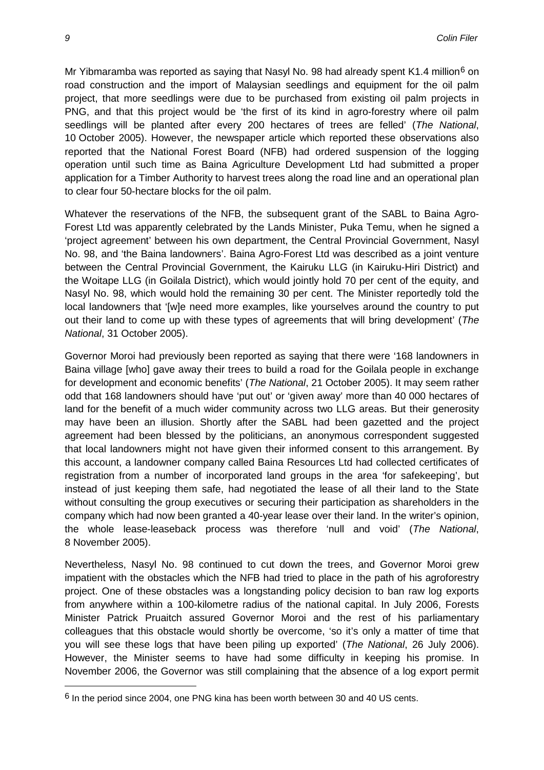Mr Yibmaramba was reported as saying that Nasyl No. 98 had already spent K1.4 million[6] on road construction and the import of Malaysian seedlings and equipment for the oil palm project, that more seedlings were due to be purchased from existing oil palm projects in PNG, and that this project would be 'the first of its kind in agro-forestry where oil palm seedlings will be planted after every 200 hectares of trees are felled' (*The National*, 10 October 2005). However, the newspaper article which reported these observations also reported that the National Forest Board (NFB) had ordered suspension of the logging operation until such time as Baina Agriculture Development Ltd had submitted a proper application for a Timber Authority to harvest trees along the road line and an operational plan to clear four 50-hectare blocks for the oil palm.

Whatever the reservations of the NFB, the subsequent grant of the SABL to Baina Agro-Forest Ltd was apparently celebrated by the Lands Minister, Puka Temu, when he signed a 'project agreement' between his own department, the Central Provincial Government, Nasyl No. 98, and 'the Baina landowners'. Baina Agro-Forest Ltd was described as a joint venture between the Central Provincial Government, the Kairuku LLG (in Kairuku-Hiri District) and the Woitape LLG (in Goilala District), which would jointly hold 70 per cent of the equity, and Nasyl No. 98, which would hold the remaining 30 per cent. The Minister reportedly told the local landowners that '[w]e need more examples, like yourselves around the country to put out their land to come up with these types of agreements that will bring development' (*The National*, 31 October 2005).

Governor Moroi had previously been reported as saying that there were '168 landowners in Baina village [who] gave away their trees to build a road for the Goilala people in exchange for development and economic benefits' (*The National*, 21 October 2005). It may seem rather odd that 168 landowners should have 'put out' or 'given away' more than 40 000 hectares of land for the benefit of a much wider community across two LLG areas. But their generosity may have been an illusion. Shortly after the SABL had been gazetted and the project agreement had been blessed by the politicians, an anonymous correspondent suggested that local landowners might not have given their informed consent to this arrangement. By this account, a landowner company called Baina Resources Ltd had collected certificates of registration from a number of incorporated land groups in the area 'for safekeeping', but instead of just keeping them safe, had negotiated the lease of all their land to the State without consulting the group executives or securing their participation as shareholders in the company which had now been granted a 40-year lease over their land. In the writer's opinion, the whole lease-leaseback process was therefore 'null and void' (*The National*, 8 November 2005).

Nevertheless, Nasyl No. 98 continued to cut down the trees, and Governor Moroi grew impatient with the obstacles which the NFB had tried to place in the path of his agroforestry project. One of these obstacles was a longstanding policy decision to ban raw log exports from anywhere within a 100-kilometre radius of the national capital. In July 2006, Forests Minister Patrick Pruaitch assured Governor Moroi and the rest of his parliamentary colleagues that this obstacle would shortly be overcome, 'so it's only a matter of time that you will see these logs that have been piling up exported' (*The National*, 26 July 2006). However, the Minister seems to have had some difficulty in keeping his promise. In November 2006, the Governor was still complaining that the absence of a log export permit

---

[6] In the period since 2004, one PNG kina has been worth between 30 and 40 US cents.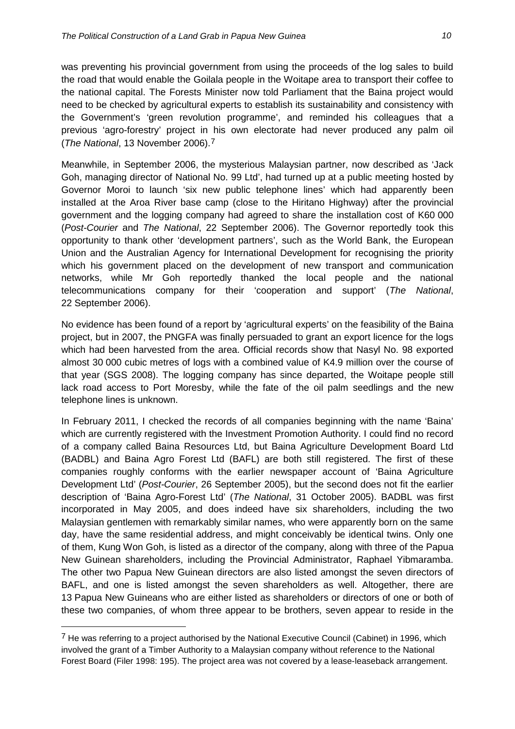was preventing his provincial government from using the proceeds of the log sales to build the road that would enable the Goilala people in the Woitape area to transport their coffee to the national capital. The Forests Minister now told Parliament that the Baina project would need to be checked by agricultural experts to establish its sustainability and consistency with the Government's 'green revolution programme', and reminded his colleagues that a previous 'agro-forestry' project in his own electorate had never produced any palm oil (*The National*, 13 November 2006).[7]

Meanwhile, in September 2006, the mysterious Malaysian partner, now described as 'Jack Goh, managing director of National No. 99 Ltd', had turned up at a public meeting hosted by Governor Moroi to launch 'six new public telephone lines' which had apparently been installed at the Aroa River base camp (close to the Hiritano Highway) after the provincial government and the logging company had agreed to share the installation cost of K60 000 (*Post-Courier* and *The National*, 22 September 2006). The Governor reportedly took this opportunity to thank other 'development partners', such as the World Bank, the European Union and the Australian Agency for International Development for recognising the priority which his government placed on the development of new transport and communication networks, while Mr Goh reportedly thanked the local people and the national telecommunications company for their 'cooperation and support' (*The National*, 22 September 2006).

No evidence has been found of a report by 'agricultural experts' on the feasibility of the Baina project, but in 2007, the PNGFA was finally persuaded to grant an export licence for the logs which had been harvested from the area. Official records show that Nasyl No. 98 exported almost 30 000 cubic metres of logs with a combined value of K4.9 million over the course of that year (SGS 2008). The logging company has since departed, the Woitape people still lack road access to Port Moresby, while the fate of the oil palm seedlings and the new telephone lines is unknown.

In February 2011, I checked the records of all companies beginning with the name 'Baina' which are currently registered with the Investment Promotion Authority. I could find no record of a company called Baina Resources Ltd, but Baina Agriculture Development Board Ltd (BADBL) and Baina Agro Forest Ltd (BAFL) are both still registered. The first of these companies roughly conforms with the earlier newspaper account of 'Baina Agriculture Development Ltd' (*Post-Courier*, 26 September 2005), but the second does not fit the earlier description of 'Baina Agro-Forest Ltd' (*The National*, 31 October 2005). BADBL was first incorporated in May 2005, and does indeed have six shareholders, including the two Malaysian gentlemen with remarkably similar names, who were apparently born on the same day, have the same residential address, and might conceivably be identical twins. Only one of them, Kung Won Goh, is listed as a director of the company, along with three of the Papua New Guinean shareholders, including the Provincial Administrator, Raphael Yibmaramba. The other two Papua New Guinean directors are also listed amongst the seven directors of BAFL, and one is listed amongst the seven shareholders as well. Altogether, there are 13 Papua New Guineans who are either listed as shareholders or directors of one or both of these two companies, of whom three appear to be brothers, seven appear to reside in the

[7] He was referring to a project authorised by the National Executive Council (Cabinet) in 1996, which involved the grant of a Timber Authority to a Malaysian company without reference to the National Forest Board (Filer 1998: 195). The project area was not covered by a lease-leaseback arrangement.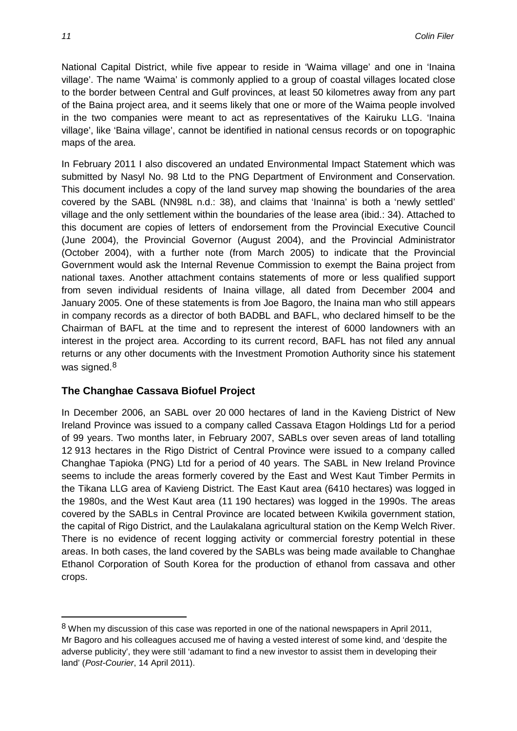National Capital District, while five appear to reside in 'Waima village' and one in 'Inaina village'. The name 'Waima' is commonly applied to a group of coastal villages located close to the border between Central and Gulf provinces, at least 50 kilometres away from any part of the Baina project area, and it seems likely that one or more of the Waima people involved in the two companies were meant to act as representatives of the Kairuku LLG. 'Inaina village', like 'Baina village', cannot be identified in national census records or on topographic maps of the area.

In February 2011 I also discovered an undated Environmental Impact Statement which was submitted by Nasyl No. 98 Ltd to the PNG Department of Environment and Conservation. This document includes a copy of the land survey map showing the boundaries of the area covered by the SABL (NN98L n.d.: 38), and claims that 'Inainna' is both a 'newly settled' village and the only settlement within the boundaries of the lease area (ibid.: 34). Attached to this document are copies of letters of endorsement from the Provincial Executive Council (June 2004), the Provincial Governor (August 2004), and the Provincial Administrator (October 2004), with a further note (from March 2005) to indicate that the Provincial Government would ask the Internal Revenue Commission to exempt the Baina project from national taxes. Another attachment contains statements of more or less qualified support from seven individual residents of Inaina village, all dated from December 2004 and January 2005. One of these statements is from Joe Bagoro, the Inaina man who still appears in company records as a director of both BADBL and BAFL, who declared himself to be the Chairman of BAFL at the time and to represent the interest of 6000 landowners with an interest in the project area. According to its current record, BAFL has not filed any annual returns or any other documents with the Investment Promotion Authority since his statement was signed.[8]

## The Changhae Cassava Biofuel Project

In December 2006, an SABL over 20 000 hectares of land in the Kavieng District of New Ireland Province was issued to a company called Cassava Etagon Holdings Ltd for a period of 99 years. Two months later, in February 2007, SABLs over seven areas of land totalling 12 913 hectares in the Rigo District of Central Province were issued to a company called Changhae Tapioka (PNG) Ltd for a period of 40 years. The SABL in New Ireland Province seems to include the areas formerly covered by the East and West Kaut Timber Permits in the Tikana LLG area of Kavieng District. The East Kaut area (6410 hectares) was logged in the 1980s, and the West Kaut area (11 190 hectares) was logged in the 1990s. The areas covered by the SABLs in Central Province are located between Kwikila government station, the capital of Rigo District, and the Laulakalana agricultural station on the Kemp Welch River. There is no evidence of recent logging activity or commercial forestry potential in these areas. In both cases, the land covered by the SABLs was being made available to Changhae Ethanol Corporation of South Korea for the production of ethanol from cassava and other crops.

---

[8] When my discussion of this case was reported in one of the national newspapers in April 2011, Mr Bagoro and his colleagues accused me of having a vested interest of some kind, and 'despite the adverse publicity', they were still 'adamant to find a new investor to assist them in developing their land' (*Post-Courier*, 14 April 2011).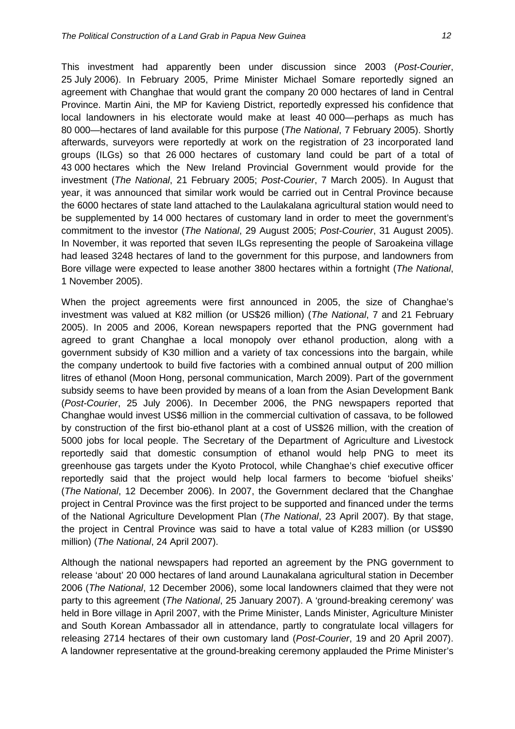This investment had apparently been under discussion since 2003 (*Post-Courier*, 25 July 2006). In February 2005, Prime Minister Michael Somare reportedly signed an agreement with Changhae that would grant the company 20 000 hectares of land in Central Province. Martin Aini, the MP for Kavieng District, reportedly expressed his confidence that local landowners in his electorate would make at least 40 000—perhaps as much has 80 000—hectares of land available for this purpose (*The National*, 7 February 2005). Shortly afterwards, surveyors were reportedly at work on the registration of 23 incorporated land groups (ILGs) so that 26 000 hectares of customary land could be part of a total of 43 000 hectares which the New Ireland Provincial Government would provide for the investment (*The National*, 21 February 2005; *Post-Courier*, 7 March 2005). In August that year, it was announced that similar work would be carried out in Central Province because the 6000 hectares of state land attached to the Laulakalana agricultural station would need to be supplemented by 14 000 hectares of customary land in order to meet the government's commitment to the investor (*The National*, 29 August 2005; *Post-Courier*, 31 August 2005). In November, it was reported that seven ILGs representing the people of Saroakeina village had leased 3248 hectares of land to the government for this purpose, and landowners from Bore village were expected to lease another 3800 hectares within a fortnight (*The National*, 1 November 2005).

When the project agreements were first announced in 2005, the size of Changhae's investment was valued at K82 million (or US$26 million) (*The National*, 7 and 21 February 2005). In 2005 and 2006, Korean newspapers reported that the PNG government had agreed to grant Changhae a local monopoly over ethanol production, along with a government subsidy of K30 million and a variety of tax concessions into the bargain, while the company undertook to build five factories with a combined annual output of 200 million litres of ethanol (Moon Hong, personal communication, March 2009). Part of the government subsidy seems to have been provided by means of a loan from the Asian Development Bank (*Post-Courier*, 25 July 2006). In December 2006, the PNG newspapers reported that Changhae would invest US$6 million in the commercial cultivation of cassava, to be followed by construction of the first bio-ethanol plant at a cost of US$26 million, with the creation of 5000 jobs for local people. The Secretary of the Department of Agriculture and Livestock reportedly said that domestic consumption of ethanol would help PNG to meet its greenhouse gas targets under the Kyoto Protocol, while Changhae's chief executive officer reportedly said that the project would help local farmers to become 'biofuel sheiks' (*The National*, 12 December 2006). In 2007, the Government declared that the Changhae project in Central Province was the first project to be supported and financed under the terms of the National Agriculture Development Plan (*The National*, 23 April 2007). By that stage, the project in Central Province was said to have a total value of K283 million (or US$90 million) (*The National*, 24 April 2007).

Although the national newspapers had reported an agreement by the PNG government to release 'about' 20 000 hectares of land around Launakalana agricultural station in December 2006 (*The National*, 12 December 2006), some local landowners claimed that they were not party to this agreement (*The National*, 25 January 2007). A 'ground-breaking ceremony' was held in Bore village in April 2007, with the Prime Minister, Lands Minister, Agriculture Minister and South Korean Ambassador all in attendance, partly to congratulate local villagers for releasing 2714 hectares of their own customary land (*Post-Courier*, 19 and 20 April 2007). A landowner representative at the ground-breaking ceremony applauded the Prime Minister's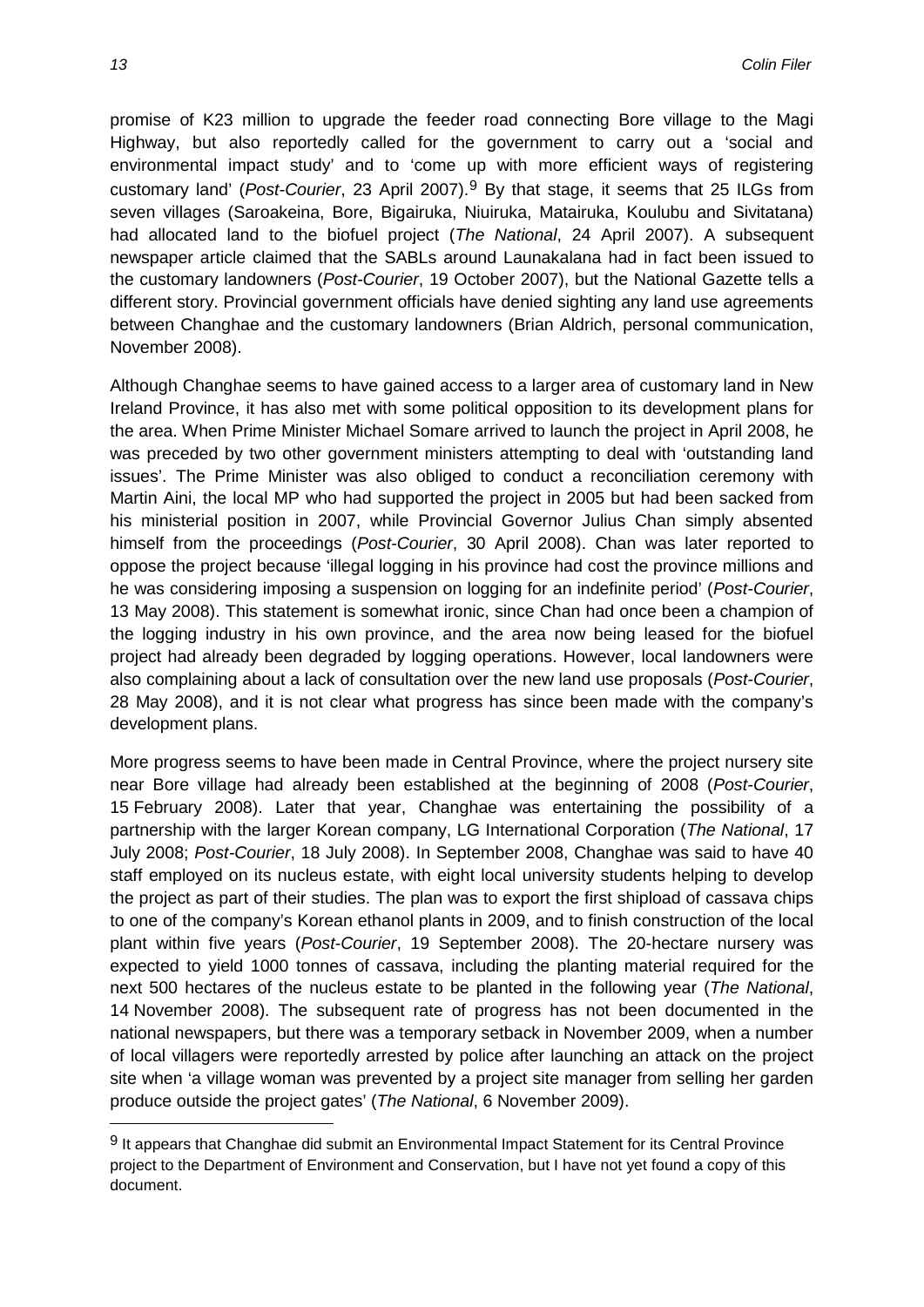promise of K23 million to upgrade the feeder road connecting Bore village to the Magi Highway, but also reportedly called for the government to carry out a 'social and environmental impact study' and to 'come up with more efficient ways of registering customary land' (*Post-Courier*, 23 April 2007).[9] By that stage, it seems that 25 ILGs from seven villages (Saroakeina, Bore, Bigairuka, Niuiruka, Matairuka, Koulubu and Sivitatana) had allocated land to the biofuel project (*The National*, 24 April 2007). A subsequent newspaper article claimed that the SABLs around Launakalana had in fact been issued to the customary landowners (*Post-Courier*, 19 October 2007), but the National Gazette tells a different story. Provincial government officials have denied sighting any land use agreements between Changhae and the customary landowners (Brian Aldrich, personal communication, November 2008).

Although Changhae seems to have gained access to a larger area of customary land in New Ireland Province, it has also met with some political opposition to its development plans for the area. When Prime Minister Michael Somare arrived to launch the project in April 2008, he was preceded by two other government ministers attempting to deal with 'outstanding land issues'. The Prime Minister was also obliged to conduct a reconciliation ceremony with Martin Aini, the local MP who had supported the project in 2005 but had been sacked from his ministerial position in 2007, while Provincial Governor Julius Chan simply absented himself from the proceedings (*Post-Courier*, 30 April 2008). Chan was later reported to oppose the project because 'illegal logging in his province had cost the province millions and he was considering imposing a suspension on logging for an indefinite period' (*Post-Courier*, 13 May 2008). This statement is somewhat ironic, since Chan had once been a champion of the logging industry in his own province, and the area now being leased for the biofuel project had already been degraded by logging operations. However, local landowners were also complaining about a lack of consultation over the new land use proposals (*Post-Courier*, 28 May 2008), and it is not clear what progress has since been made with the company's development plans.

More progress seems to have been made in Central Province, where the project nursery site near Bore village had already been established at the beginning of 2008 (*Post-Courier*, 15 February 2008). Later that year, Changhae was entertaining the possibility of a partnership with the larger Korean company, LG International Corporation (*The National*, 17 July 2008; *Post-Courier*, 18 July 2008). In September 2008, Changhae was said to have 40 staff employed on its nucleus estate, with eight local university students helping to develop the project as part of their studies. The plan was to export the first shipload of cassava chips to one of the company's Korean ethanol plants in 2009, and to finish construction of the local plant within five years (*Post-Courier*, 19 September 2008). The 20-hectare nursery was expected to yield 1000 tonnes of cassava, including the planting material required for the next 500 hectares of the nucleus estate to be planted in the following year (*The National*, 14 November 2008). The subsequent rate of progress has not been documented in the national newspapers, but there was a temporary setback in November 2009, when a number of local villagers were reportedly arrested by police after launching an attack on the project site when 'a village woman was prevented by a project site manager from selling her garden produce outside the project gates' (*The National*, 6 November 2009).

[9] It appears that Changhae did submit an Environmental Impact Statement for its Central Province project to the Department of Environment and Conservation, but I have not yet found a copy of this document.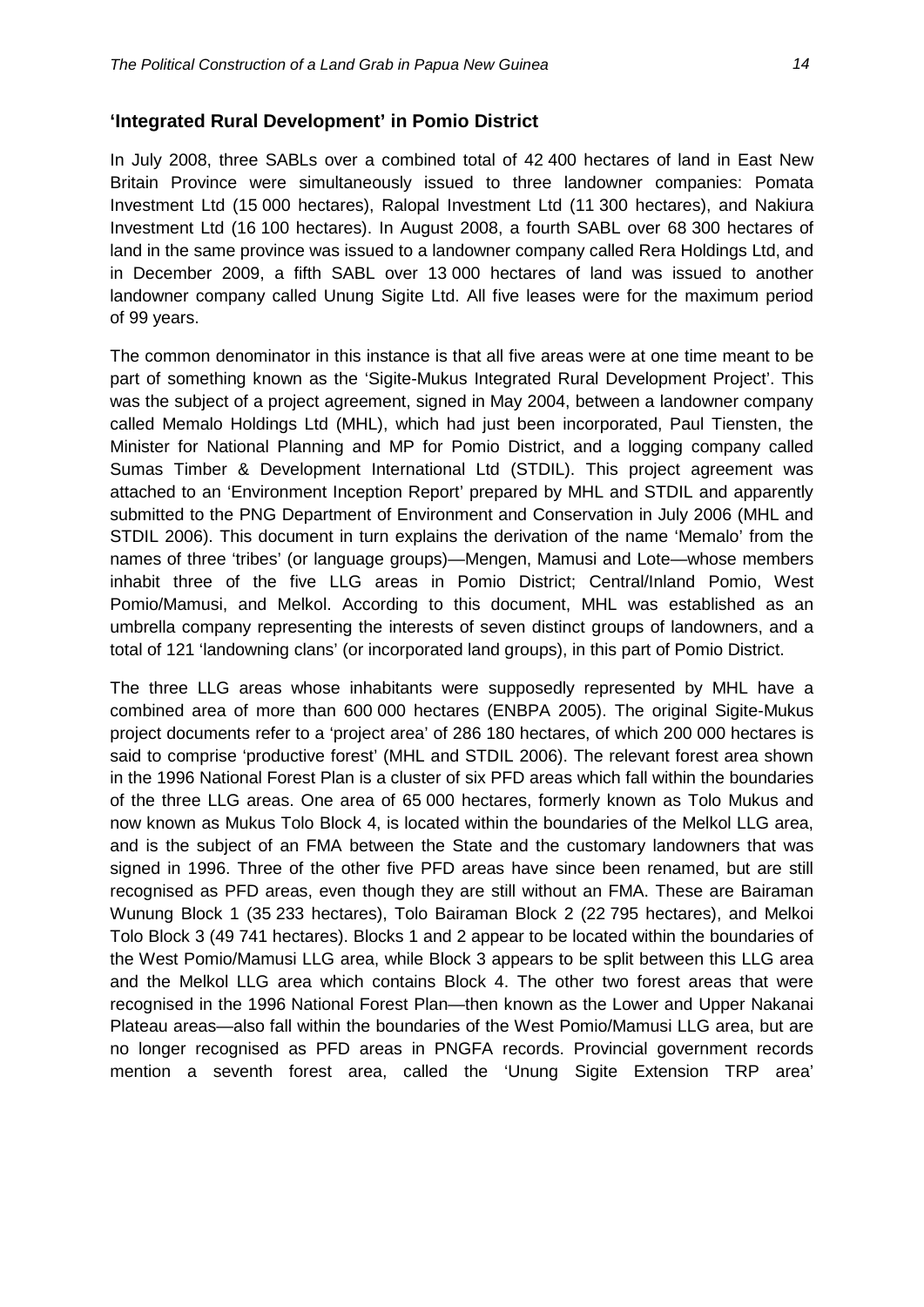## 'Integrated Rural Development' in Pomio District

In July 2008, three SABLs over a combined total of 42 400 hectares of land in East New Britain Province were simultaneously issued to three landowner companies: Pomata Investment Ltd (15 000 hectares), Ralopal Investment Ltd (11 300 hectares), and Nakiura Investment Ltd (16 100 hectares). In August 2008, a fourth SABL over 68 300 hectares of land in the same province was issued to a landowner company called Rera Holdings Ltd, and in December 2009, a fifth SABL over 13 000 hectares of land was issued to another landowner company called Unung Sigite Ltd. All five leases were for the maximum period of 99 years.

The common denominator in this instance is that all five areas were at one time meant to be part of something known as the 'Sigite-Mukus Integrated Rural Development Project'. This was the subject of a project agreement, signed in May 2004, between a landowner company called Memalo Holdings Ltd (MHL), which had just been incorporated, Paul Tiensten, the Minister for National Planning and MP for Pomio District, and a logging company called Sumas Timber & Development International Ltd (STDIL). This project agreement was attached to an 'Environment Inception Report' prepared by MHL and STDIL and apparently submitted to the PNG Department of Environment and Conservation in July 2006 (MHL and STDIL 2006). This document in turn explains the derivation of the name 'Memalo' from the names of three 'tribes' (or language groups)—Mengen, Mamusi and Lote—whose members inhabit three of the five LLG areas in Pomio District; Central/Inland Pomio, West Pomio/Mamusi, and Melkol. According to this document, MHL was established as an umbrella company representing the interests of seven distinct groups of landowners, and a total of 121 'landowning clans' (or incorporated land groups), in this part of Pomio District.

The three LLG areas whose inhabitants were supposedly represented by MHL have a combined area of more than 600 000 hectares (ENBPA 2005). The original Sigite-Mukus project documents refer to a 'project area' of 286 180 hectares, of which 200 000 hectares is said to comprise 'productive forest' (MHL and STDIL 2006). The relevant forest area shown in the 1996 National Forest Plan is a cluster of six PFD areas which fall within the boundaries of the three LLG areas. One area of 65 000 hectares, formerly known as Tolo Mukus and now known as Mukus Tolo Block 4, is located within the boundaries of the Melkol LLG area, and is the subject of an FMA between the State and the customary landowners that was signed in 1996. Three of the other five PFD areas have since been renamed, but are still recognised as PFD areas, even though they are still without an FMA. These are Bairaman Wunung Block 1 (35 233 hectares), Tolo Bairaman Block 2 (22 795 hectares), and Melkoi Tolo Block 3 (49 741 hectares). Blocks 1 and 2 appear to be located within the boundaries of the West Pomio/Mamusi LLG area, while Block 3 appears to be split between this LLG area and the Melkol LLG area which contains Block 4. The other two forest areas that were recognised in the 1996 National Forest Plan—then known as the Lower and Upper Nakanai Plateau areas—also fall within the boundaries of the West Pomio/Mamusi LLG area, but are no longer recognised as PFD areas in PNGFA records. Provincial government records mention a seventh forest area, called the 'Unung Sigite Extension TRP area'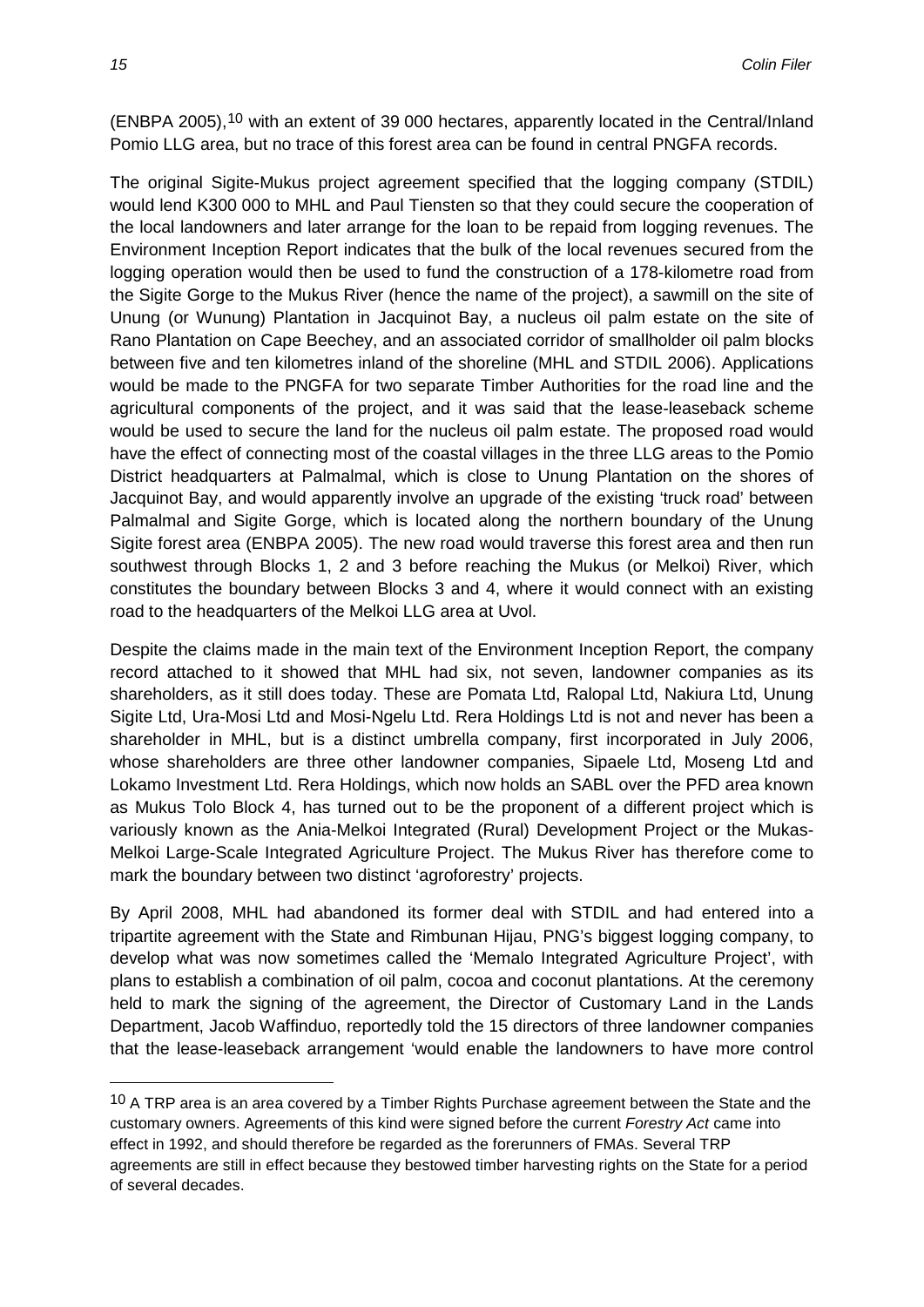(ENBPA 2005),[10] with an extent of 39 000 hectares, apparently located in the Central/Inland Pomio LLG area, but no trace of this forest area can be found in central PNGFA records.

The original Sigite-Mukus project agreement specified that the logging company (STDIL) would lend K300 000 to MHL and Paul Tiensten so that they could secure the cooperation of the local landowners and later arrange for the loan to be repaid from logging revenues. The Environment Inception Report indicates that the bulk of the local revenues secured from the logging operation would then be used to fund the construction of a 178-kilometre road from the Sigite Gorge to the Mukus River (hence the name of the project), a sawmill on the site of Unung (or Wunung) Plantation in Jacquinot Bay, a nucleus oil palm estate on the site of Rano Plantation on Cape Beechey, and an associated corridor of smallholder oil palm blocks between five and ten kilometres inland of the shoreline (MHL and STDIL 2006). Applications would be made to the PNGFA for two separate Timber Authorities for the road line and the agricultural components of the project, and it was said that the lease-leaseback scheme would be used to secure the land for the nucleus oil palm estate. The proposed road would have the effect of connecting most of the coastal villages in the three LLG areas to the Pomio District headquarters at Palmalmal, which is close to Unung Plantation on the shores of Jacquinot Bay, and would apparently involve an upgrade of the existing 'truck road' between Palmalmal and Sigite Gorge, which is located along the northern boundary of the Unung Sigite forest area (ENBPA 2005). The new road would traverse this forest area and then run southwest through Blocks 1, 2 and 3 before reaching the Mukus (or Melkoi) River, which constitutes the boundary between Blocks 3 and 4, where it would connect with an existing road to the headquarters of the Melkoi LLG area at Uvol.

Despite the claims made in the main text of the Environment Inception Report, the company record attached to it showed that MHL had six, not seven, landowner companies as its shareholders, as it still does today. These are Pomata Ltd, Ralopal Ltd, Nakiura Ltd, Unung Sigite Ltd, Ura-Mosi Ltd and Mosi-Ngelu Ltd. Rera Holdings Ltd is not and never has been a shareholder in MHL, but is a distinct umbrella company, first incorporated in July 2006, whose shareholders are three other landowner companies, Sipaele Ltd, Moseng Ltd and Lokamo Investment Ltd. Rera Holdings, which now holds an SABL over the PFD area known as Mukus Tolo Block 4, has turned out to be the proponent of a different project which is variously known as the Ania-Melkoi Integrated (Rural) Development Project or the Mukas-Melkoi Large-Scale Integrated Agriculture Project. The Mukus River has therefore come to mark the boundary between two distinct 'agroforestry' projects.

By April 2008, MHL had abandoned its former deal with STDIL and had entered into a tripartite agreement with the State and Rimbunan Hijau, PNG's biggest logging company, to develop what was now sometimes called the 'Memalo Integrated Agriculture Project', with plans to establish a combination of oil palm, cocoa and coconut plantations. At the ceremony held to mark the signing of the agreement, the Director of Customary Land in the Lands Department, Jacob Waffinduo, reportedly told the 15 directors of three landowner companies that the lease-leaseback arrangement 'would enable the landowners to have more control

---

[10] A TRP area is an area covered by a Timber Rights Purchase agreement between the State and the customary owners. Agreements of this kind were signed before the current *Forestry Act* came into effect in 1992, and should therefore be regarded as the forerunners of FMAs. Several TRP agreements are still in effect because they bestowed timber harvesting rights on the State for a period of several decades.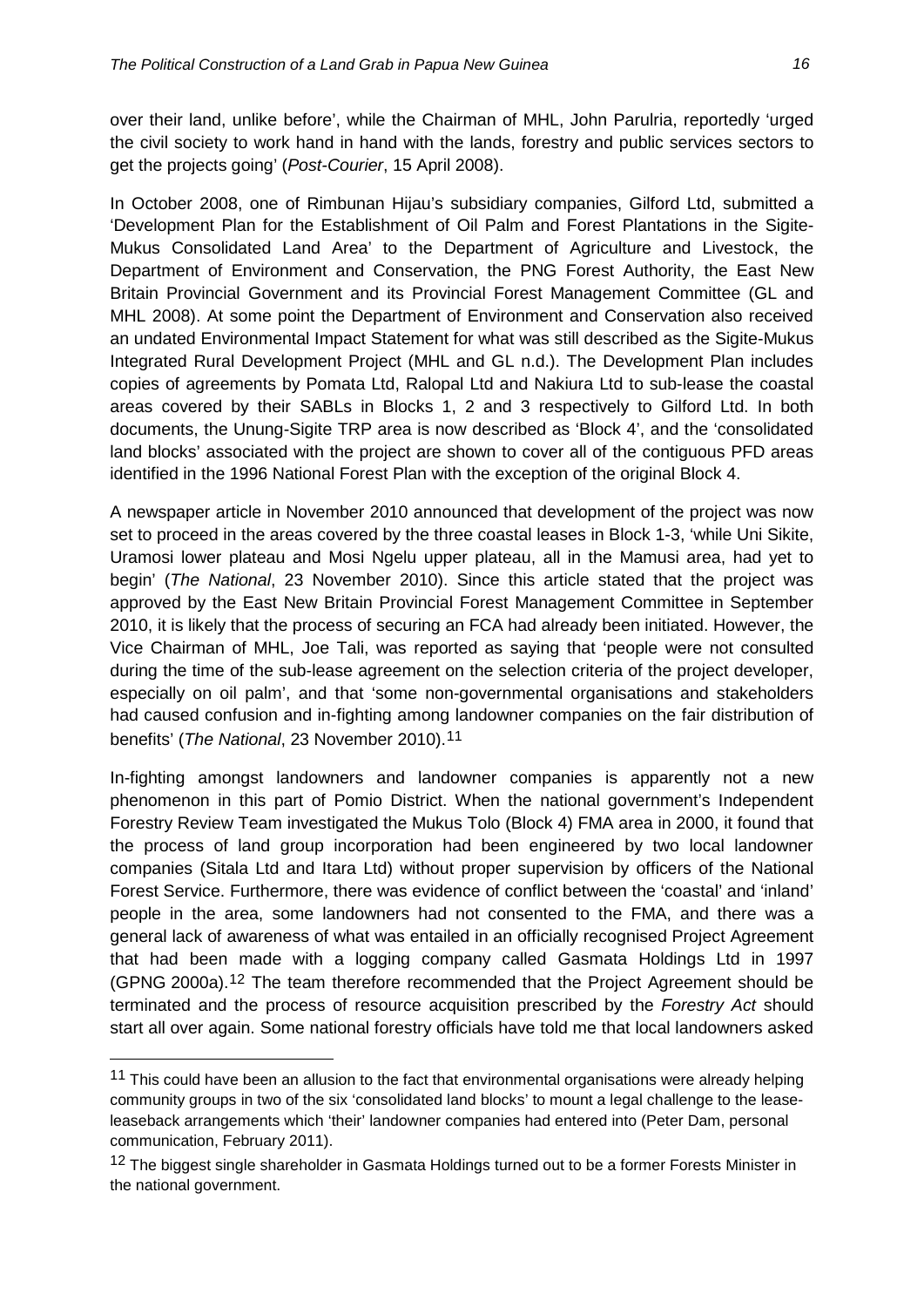over their land, unlike before', while the Chairman of MHL, John Parulria, reportedly 'urged the civil society to work hand in hand with the lands, forestry and public services sectors to get the projects going' (*Post-Courier*, 15 April 2008).

In October 2008, one of Rimbunan Hijau's subsidiary companies, Gilford Ltd, submitted a 'Development Plan for the Establishment of Oil Palm and Forest Plantations in the Sigite-Mukus Consolidated Land Area' to the Department of Agriculture and Livestock, the Department of Environment and Conservation, the PNG Forest Authority, the East New Britain Provincial Government and its Provincial Forest Management Committee (GL and MHL 2008). At some point the Department of Environment and Conservation also received an undated Environmental Impact Statement for what was still described as the Sigite-Mukus Integrated Rural Development Project (MHL and GL n.d.). The Development Plan includes copies of agreements by Pomata Ltd, Ralopal Ltd and Nakiura Ltd to sub-lease the coastal areas covered by their SABLs in Blocks 1, 2 and 3 respectively to Gilford Ltd. In both documents, the Unung-Sigite TRP area is now described as 'Block 4', and the 'consolidated land blocks' associated with the project are shown to cover all of the contiguous PFD areas identified in the 1996 National Forest Plan with the exception of the original Block 4.

A newspaper article in November 2010 announced that development of the project was now set to proceed in the areas covered by the three coastal leases in Block 1-3, 'while Uni Sikite, Uramosi lower plateau and Mosi Ngelu upper plateau, all in the Mamusi area, had yet to begin' (*The National*, 23 November 2010). Since this article stated that the project was approved by the East New Britain Provincial Forest Management Committee in September 2010, it is likely that the process of securing an FCA had already been initiated. However, the Vice Chairman of MHL, Joe Tali, was reported as saying that 'people were not consulted during the time of the sub-lease agreement on the selection criteria of the project developer, especially on oil palm', and that 'some non-governmental organisations and stakeholders had caused confusion and in-fighting among landowner companies on the fair distribution of benefits' (*The National*, 23 November 2010).[11]

In-fighting amongst landowners and landowner companies is apparently not a new phenomenon in this part of Pomio District. When the national government's Independent Forestry Review Team investigated the Mukus Tolo (Block 4) FMA area in 2000, it found that the process of land group incorporation had been engineered by two local landowner companies (Sitala Ltd and Itara Ltd) without proper supervision by officers of the National Forest Service. Furthermore, there was evidence of conflict between the 'coastal' and 'inland' people in the area, some landowners had not consented to the FMA, and there was a general lack of awareness of what was entailed in an officially recognised Project Agreement that had been made with a logging company called Gasmata Holdings Ltd in 1997 (GPNG 2000a).[12] The team therefore recommended that the Project Agreement should be terminated and the process of resource acquisition prescribed by the *Forestry Act* should start all over again. Some national forestry officials have told me that local landowners asked

---

[11] This could have been an allusion to the fact that environmental organisations were already helping community groups in two of the six 'consolidated land blocks' to mount a legal challenge to the lease-leaseback arrangements which 'their' landowner companies had entered into (Peter Dam, personal communication, February 2011).

[12] The biggest single shareholder in Gasmata Holdings turned out to be a former Forests Minister in the national government.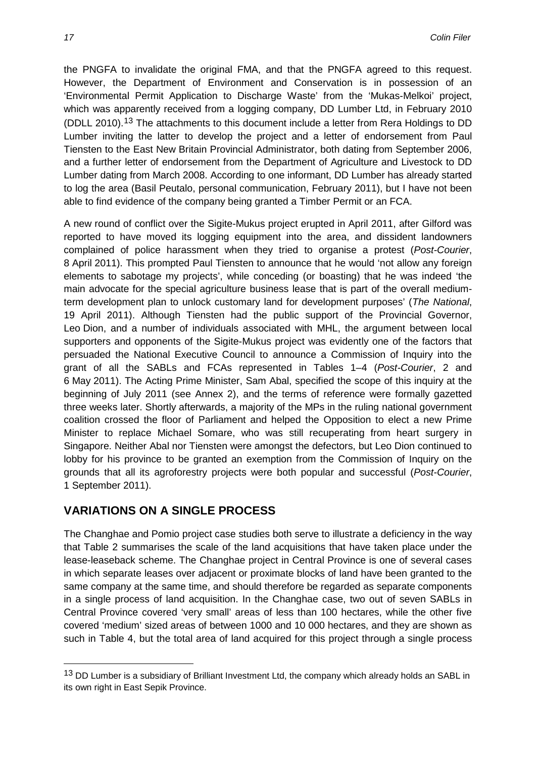the PNGFA to invalidate the original FMA, and that the PNGFA agreed to this request. However, the Department of Environment and Conservation is in possession of an 'Environmental Permit Application to Discharge Waste' from the 'Mukas-Melkoi' project, which was apparently received from a logging company, DD Lumber Ltd, in February 2010 (DDLL 2010).[13] The attachments to this document include a letter from Rera Holdings to DD Lumber inviting the latter to develop the project and a letter of endorsement from Paul Tiensten to the East New Britain Provincial Administrator, both dating from September 2006, and a further letter of endorsement from the Department of Agriculture and Livestock to DD Lumber dating from March 2008. According to one informant, DD Lumber has already started to log the area (Basil Peutalo, personal communication, February 2011), but I have not been able to find evidence of the company being granted a Timber Permit or an FCA.

A new round of conflict over the Sigite-Mukus project erupted in April 2011, after Gilford was reported to have moved its logging equipment into the area, and dissident landowners complained of police harassment when they tried to organise a protest (*Post-Courier*, 8 April 2011). This prompted Paul Tiensten to announce that he would 'not allow any foreign elements to sabotage my projects', while conceding (or boasting) that he was indeed 'the main advocate for the special agriculture business lease that is part of the overall medium-term development plan to unlock customary land for development purposes' (*The National*, 19 April 2011). Although Tiensten had the public support of the Provincial Governor, Leo Dion, and a number of individuals associated with MHL, the argument between local supporters and opponents of the Sigite-Mukus project was evidently one of the factors that persuaded the National Executive Council to announce a Commission of Inquiry into the grant of all the SABLs and FCAs represented in Tables 1–4 (*Post-Courier*, 2 and 6 May 2011). The Acting Prime Minister, Sam Abal, specified the scope of this inquiry at the beginning of July 2011 (see Annex 2), and the terms of reference were formally gazetted three weeks later. Shortly afterwards, a majority of the MPs in the ruling national government coalition crossed the floor of Parliament and helped the Opposition to elect a new Prime Minister to replace Michael Somare, who was still recuperating from heart surgery in Singapore. Neither Abal nor Tiensten were amongst the defectors, but Leo Dion continued to lobby for his province to be granted an exemption from the Commission of Inquiry on the grounds that all its agroforestry projects were both popular and successful (*Post-Courier*, 1 September 2011).

## VARIATIONS ON A SINGLE PROCESS

The Changhae and Pomio project case studies both serve to illustrate a deficiency in the way that Table 2 summarises the scale of the land acquisitions that have taken place under the lease-leaseback scheme. The Changhae project in Central Province is one of several cases in which separate leases over adjacent or proximate blocks of land have been granted to the same company at the same time, and should therefore be regarded as separate components in a single process of land acquisition. In the Changhae case, two out of seven SABLs in Central Province covered 'very small' areas of less than 100 hectares, while the other five covered 'medium' sized areas of between 1000 and 10 000 hectares, and they are shown as such in Table 4, but the total area of land acquired for this project through a single process

[13] DD Lumber is a subsidiary of Brilliant Investment Ltd, the company which already holds an SABL in its own right in East Sepik Province.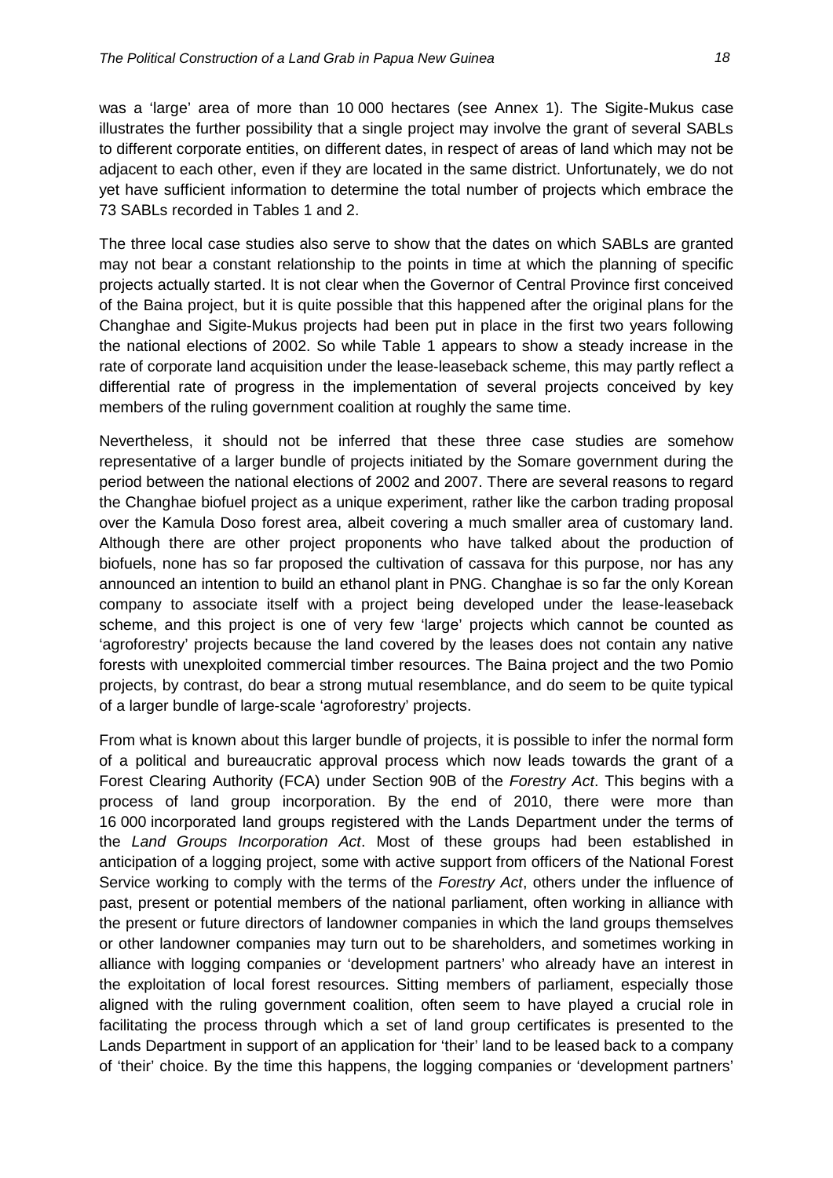was a 'large' area of more than 10 000 hectares (see Annex 1). The Sigite-Mukus case illustrates the further possibility that a single project may involve the grant of several SABLs to different corporate entities, on different dates, in respect of areas of land which may not be adjacent to each other, even if they are located in the same district. Unfortunately, we do not yet have sufficient information to determine the total number of projects which embrace the 73 SABLs recorded in Tables 1 and 2.

The three local case studies also serve to show that the dates on which SABLs are granted may not bear a constant relationship to the points in time at which the planning of specific projects actually started. It is not clear when the Governor of Central Province first conceived of the Baina project, but it is quite possible that this happened after the original plans for the Changhae and Sigite-Mukus projects had been put in place in the first two years following the national elections of 2002. So while Table 1 appears to show a steady increase in the rate of corporate land acquisition under the lease-leaseback scheme, this may partly reflect a differential rate of progress in the implementation of several projects conceived by key members of the ruling government coalition at roughly the same time.

Nevertheless, it should not be inferred that these three case studies are somehow representative of a larger bundle of projects initiated by the Somare government during the period between the national elections of 2002 and 2007. There are several reasons to regard the Changhae biofuel project as a unique experiment, rather like the carbon trading proposal over the Kamula Doso forest area, albeit covering a much smaller area of customary land. Although there are other project proponents who have talked about the production of biofuels, none has so far proposed the cultivation of cassava for this purpose, nor has any announced an intention to build an ethanol plant in PNG. Changhae is so far the only Korean company to associate itself with a project being developed under the lease-leaseback scheme, and this project is one of very few 'large' projects which cannot be counted as 'agroforestry' projects because the land covered by the leases does not contain any native forests with unexploited commercial timber resources. The Baina project and the two Pomio projects, by contrast, do bear a strong mutual resemblance, and do seem to be quite typical of a larger bundle of large-scale 'agroforestry' projects.

From what is known about this larger bundle of projects, it is possible to infer the normal form of a political and bureaucratic approval process which now leads towards the grant of a Forest Clearing Authority (FCA) under Section 90B of the *Forestry Act*. This begins with a process of land group incorporation. By the end of 2010, there were more than 16 000 incorporated land groups registered with the Lands Department under the terms of the *Land Groups Incorporation Act*. Most of these groups had been established in anticipation of a logging project, some with active support from officers of the National Forest Service working to comply with the terms of the *Forestry Act*, others under the influence of past, present or potential members of the national parliament, often working in alliance with the present or future directors of landowner companies in which the land groups themselves or other landowner companies may turn out to be shareholders, and sometimes working in alliance with logging companies or 'development partners' who already have an interest in the exploitation of local forest resources. Sitting members of parliament, especially those aligned with the ruling government coalition, often seem to have played a crucial role in facilitating the process through which a set of land group certificates is presented to the Lands Department in support of an application for 'their' land to be leased back to a company of 'their' choice. By the time this happens, the logging companies or 'development partners'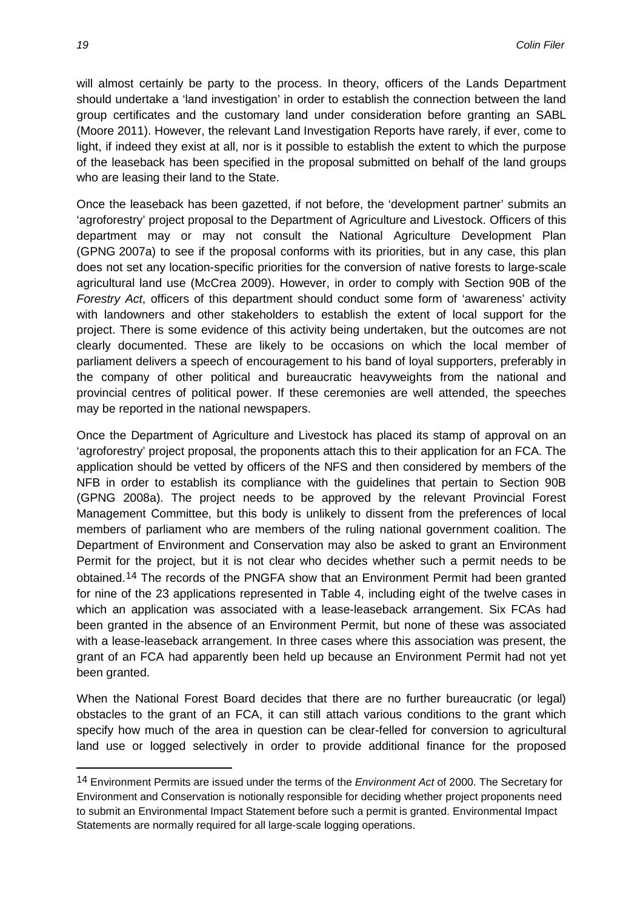will almost certainly be party to the process. In theory, officers of the Lands Department should undertake a 'land investigation' in order to establish the connection between the land group certificates and the customary land under consideration before granting an SABL (Moore 2011). However, the relevant Land Investigation Reports have rarely, if ever, come to light, if indeed they exist at all, nor is it possible to establish the extent to which the purpose of the leaseback has been specified in the proposal submitted on behalf of the land groups who are leasing their land to the State.

Once the leaseback has been gazetted, if not before, the 'development partner' submits an 'agroforestry' project proposal to the Department of Agriculture and Livestock. Officers of this department may or may not consult the National Agriculture Development Plan (GPNG 2007a) to see if the proposal conforms with its priorities, but in any case, this plan does not set any location-specific priorities for the conversion of native forests to large-scale agricultural land use (McCrea 2009). However, in order to comply with Section 90B of the *Forestry Act*, officers of this department should conduct some form of 'awareness' activity with landowners and other stakeholders to establish the extent of local support for the project. There is some evidence of this activity being undertaken, but the outcomes are not clearly documented. These are likely to be occasions on which the local member of parliament delivers a speech of encouragement to his band of loyal supporters, preferably in the company of other political and bureaucratic heavyweights from the national and provincial centres of political power. If these ceremonies are well attended, the speeches may be reported in the national newspapers.

Once the Department of Agriculture and Livestock has placed its stamp of approval on an 'agroforestry' project proposal, the proponents attach this to their application for an FCA. The application should be vetted by officers of the NFS and then considered by members of the NFB in order to establish its compliance with the guidelines that pertain to Section 90B (GPNG 2008a). The project needs to be approved by the relevant Provincial Forest Management Committee, but this body is unlikely to dissent from the preferences of local members of parliament who are members of the ruling national government coalition. The Department of Environment and Conservation may also be asked to grant an Environment Permit for the project, but it is not clear who decides whether such a permit needs to be obtained.[14] The records of the PNGFA show that an Environment Permit had been granted for nine of the 23 applications represented in Table 4, including eight of the twelve cases in which an application was associated with a lease-leaseback arrangement. Six FCAs had been granted in the absence of an Environment Permit, but none of these was associated with a lease-leaseback arrangement. In three cases where this association was present, the grant of an FCA had apparently been held up because an Environment Permit had not yet been granted.

When the National Forest Board decides that there are no further bureaucratic (or legal) obstacles to the grant of an FCA, it can still attach various conditions to the grant which specify how much of the area in question can be clear-felled for conversion to agricultural land use or logged selectively in order to provide additional finance for the proposed

---

[14] Environment Permits are issued under the terms of the *Environment Act* of 2000. The Secretary for Environment and Conservation is notionally responsible for deciding whether project proponents need to submit an Environmental Impact Statement before such a permit is granted. Environmental Impact Statements are normally required for all large-scale logging operations.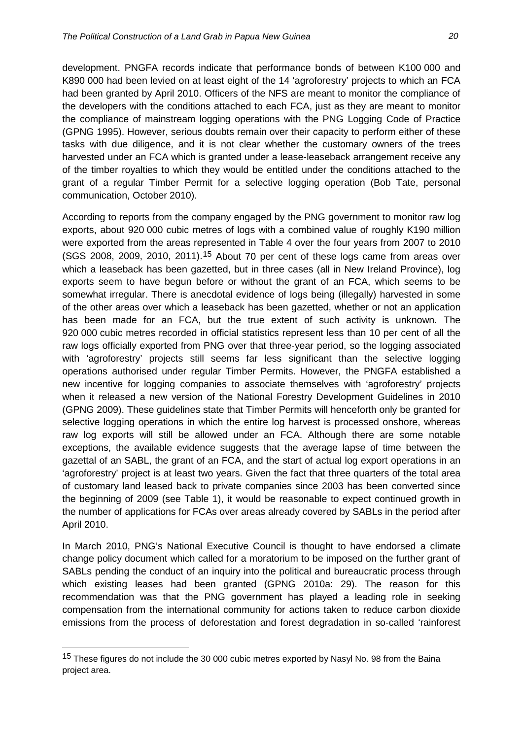development. PNGFA records indicate that performance bonds of between K100 000 and K890 000 had been levied on at least eight of the 14 'agroforestry' projects to which an FCA had been granted by April 2010. Officers of the NFS are meant to monitor the compliance of the developers with the conditions attached to each FCA, just as they are meant to monitor the compliance of mainstream logging operations with the PNG Logging Code of Practice (GPNG 1995). However, serious doubts remain over their capacity to perform either of these tasks with due diligence, and it is not clear whether the customary owners of the trees harvested under an FCA which is granted under a lease-leaseback arrangement receive any of the timber royalties to which they would be entitled under the conditions attached to the grant of a regular Timber Permit for a selective logging operation (Bob Tate, personal communication, October 2010).

According to reports from the company engaged by the PNG government to monitor raw log exports, about 920 000 cubic metres of logs with a combined value of roughly K190 million were exported from the areas represented in Table 4 over the four years from 2007 to 2010 (SGS 2008, 2009, 2010, 2011).[15] About 70 per cent of these logs came from areas over which a leaseback has been gazetted, but in three cases (all in New Ireland Province), log exports seem to have begun before or without the grant of an FCA, which seems to be somewhat irregular. There is anecdotal evidence of logs being (illegally) harvested in some of the other areas over which a leaseback has been gazetted, whether or not an application has been made for an FCA, but the true extent of such activity is unknown. The 920 000 cubic metres recorded in official statistics represent less than 10 per cent of all the raw logs officially exported from PNG over that three-year period, so the logging associated with 'agroforestry' projects still seems far less significant than the selective logging operations authorised under regular Timber Permits. However, the PNGFA established a new incentive for logging companies to associate themselves with 'agroforestry' projects when it released a new version of the National Forestry Development Guidelines in 2010 (GPNG 2009). These guidelines state that Timber Permits will henceforth only be granted for selective logging operations in which the entire log harvest is processed onshore, whereas raw log exports will still be allowed under an FCA. Although there are some notable exceptions, the available evidence suggests that the average lapse of time between the gazettal of an SABL, the grant of an FCA, and the start of actual log export operations in an 'agroforestry' project is at least two years. Given the fact that three quarters of the total area of customary land leased back to private companies since 2003 has been converted since the beginning of 2009 (see Table 1), it would be reasonable to expect continued growth in the number of applications for FCAs over areas already covered by SABLs in the period after April 2010.

In March 2010, PNG's National Executive Council is thought to have endorsed a climate change policy document which called for a moratorium to be imposed on the further grant of SABLs pending the conduct of an inquiry into the political and bureaucratic process through which existing leases had been granted (GPNG 2010a: 29). The reason for this recommendation was that the PNG government has played a leading role in seeking compensation from the international community for actions taken to reduce carbon dioxide emissions from the process of deforestation and forest degradation in so-called 'rainforest

[15] These figures do not include the 30 000 cubic metres exported by Nasyl No. 98 from the Baina project area.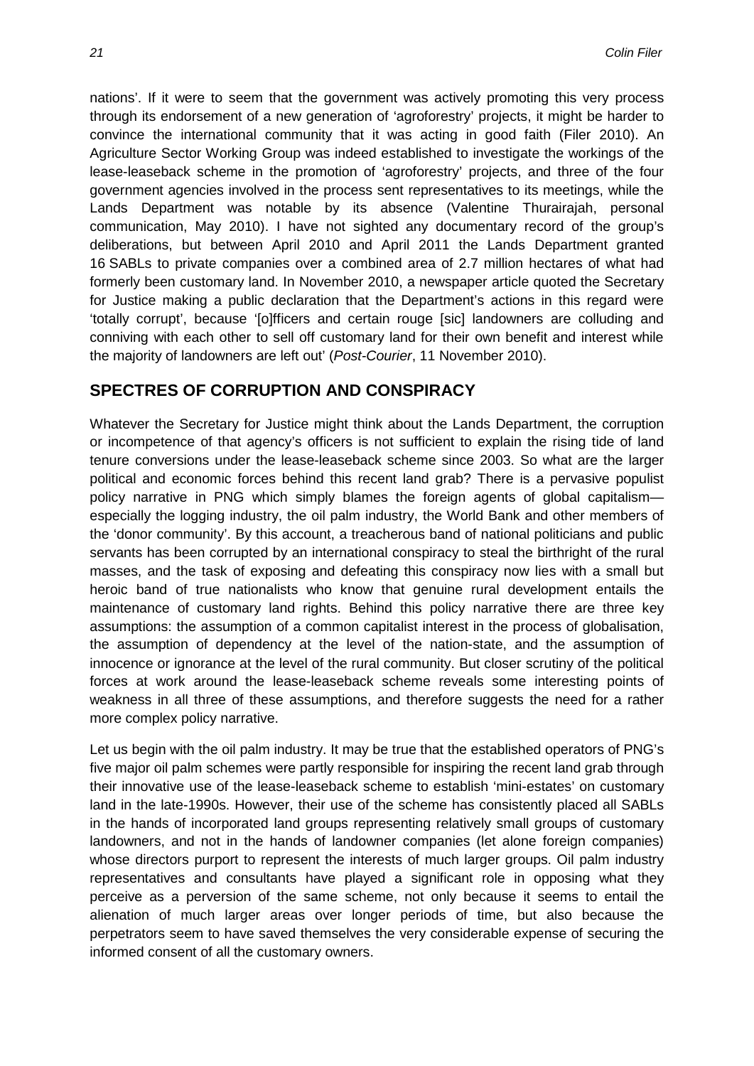nations'. If it were to seem that the government was actively promoting this very process through its endorsement of a new generation of 'agroforestry' projects, it might be harder to convince the international community that it was acting in good faith (Filer 2010). An Agriculture Sector Working Group was indeed established to investigate the workings of the lease-leaseback scheme in the promotion of 'agroforestry' projects, and three of the four government agencies involved in the process sent representatives to its meetings, while the Lands Department was notable by its absence (Valentine Thurairajah, personal communication, May 2010). I have not sighted any documentary record of the group's deliberations, but between April 2010 and April 2011 the Lands Department granted 16 SABLs to private companies over a combined area of 2.7 million hectares of what had formerly been customary land. In November 2010, a newspaper article quoted the Secretary for Justice making a public declaration that the Department's actions in this regard were 'totally corrupt', because '[o]fficers and certain rouge [sic] landowners are colluding and conniving with each other to sell off customary land for their own benefit and interest while the majority of landowners are left out' (*Post-Courier*, 11 November 2010).

## SPECTRES OF CORRUPTION AND CONSPIRACY

Whatever the Secretary for Justice might think about the Lands Department, the corruption or incompetence of that agency's officers is not sufficient to explain the rising tide of land tenure conversions under the lease-leaseback scheme since 2003. So what are the larger political and economic forces behind this recent land grab? There is a pervasive populist policy narrative in PNG which simply blames the foreign agents of global capitalism—especially the logging industry, the oil palm industry, the World Bank and other members of the 'donor community'. By this account, a treacherous band of national politicians and public servants has been corrupted by an international conspiracy to steal the birthright of the rural masses, and the task of exposing and defeating this conspiracy now lies with a small but heroic band of true nationalists who know that genuine rural development entails the maintenance of customary land rights. Behind this policy narrative there are three key assumptions: the assumption of a common capitalist interest in the process of globalisation, the assumption of dependency at the level of the nation-state, and the assumption of innocence or ignorance at the level of the rural community. But closer scrutiny of the political forces at work around the lease-leaseback scheme reveals some interesting points of weakness in all three of these assumptions, and therefore suggests the need for a rather more complex policy narrative.

Let us begin with the oil palm industry. It may be true that the established operators of PNG's five major oil palm schemes were partly responsible for inspiring the recent land grab through their innovative use of the lease-leaseback scheme to establish 'mini-estates' on customary land in the late-1990s. However, their use of the scheme has consistently placed all SABLs in the hands of incorporated land groups representing relatively small groups of customary landowners, and not in the hands of landowner companies (let alone foreign companies) whose directors purport to represent the interests of much larger groups. Oil palm industry representatives and consultants have played a significant role in opposing what they perceive as a perversion of the same scheme, not only because it seems to entail the alienation of much larger areas over longer periods of time, but also because the perpetrators seem to have saved themselves the very considerable expense of securing the informed consent of all the customary owners.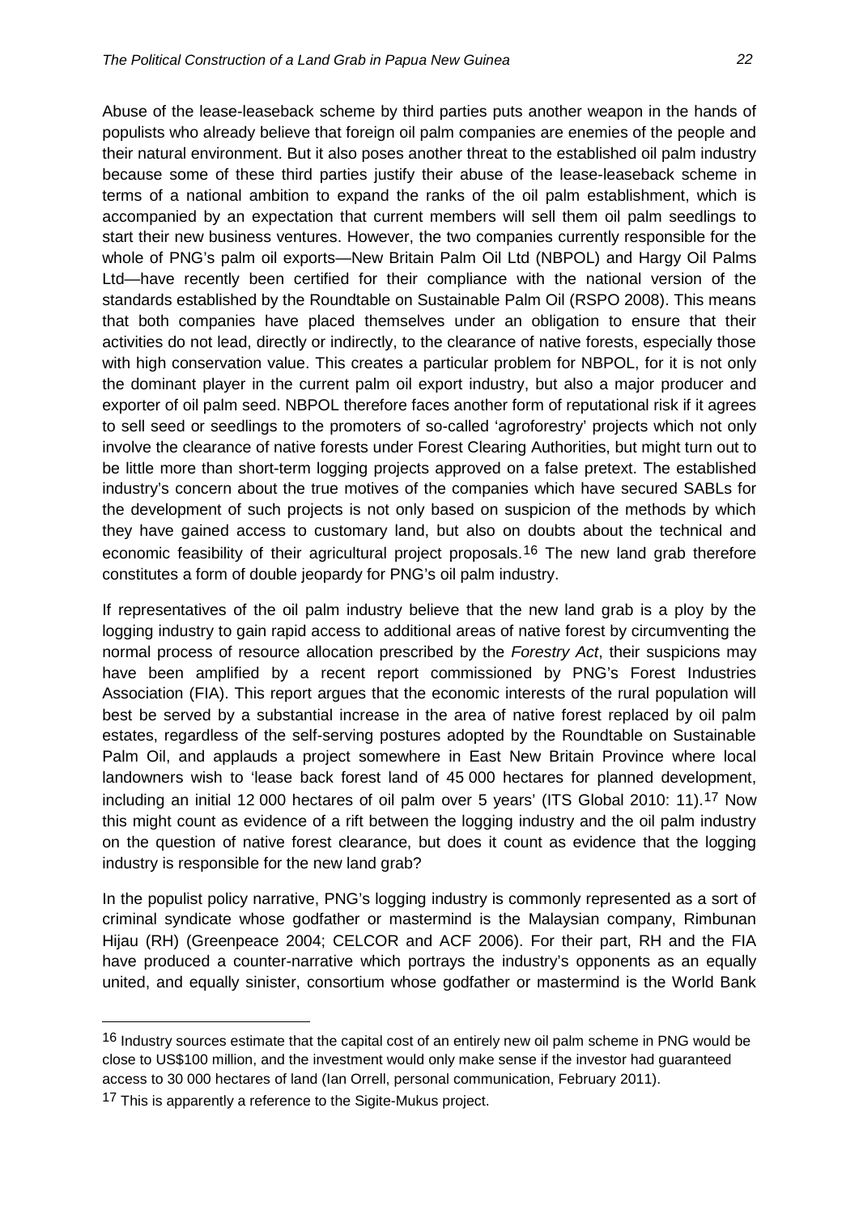Abuse of the lease-leaseback scheme by third parties puts another weapon in the hands of populists who already believe that foreign oil palm companies are enemies of the people and their natural environment. But it also poses another threat to the established oil palm industry because some of these third parties justify their abuse of the lease-leaseback scheme in terms of a national ambition to expand the ranks of the oil palm establishment, which is accompanied by an expectation that current members will sell them oil palm seedlings to start their new business ventures. However, the two companies currently responsible for the whole of PNG's palm oil exports—New Britain Palm Oil Ltd (NBPOL) and Hargy Oil Palms Ltd—have recently been certified for their compliance with the national version of the standards established by the Roundtable on Sustainable Palm Oil (RSPO 2008). This means that both companies have placed themselves under an obligation to ensure that their activities do not lead, directly or indirectly, to the clearance of native forests, especially those with high conservation value. This creates a particular problem for NBPOL, for it is not only the dominant player in the current palm oil export industry, but also a major producer and exporter of oil palm seed. NBPOL therefore faces another form of reputational risk if it agrees to sell seed or seedlings to the promoters of so-called 'agroforestry' projects which not only involve the clearance of native forests under Forest Clearing Authorities, but might turn out to be little more than short-term logging projects approved on a false pretext. The established industry's concern about the true motives of the companies which have secured SABLs for the development of such projects is not only based on suspicion of the methods by which they have gained access to customary land, but also on doubts about the technical and economic feasibility of their agricultural project proposals.[16] The new land grab therefore constitutes a form of double jeopardy for PNG's oil palm industry.

If representatives of the oil palm industry believe that the new land grab is a ploy by the logging industry to gain rapid access to additional areas of native forest by circumventing the normal process of resource allocation prescribed by the *Forestry Act*, their suspicions may have been amplified by a recent report commissioned by PNG's Forest Industries Association (FIA). This report argues that the economic interests of the rural population will best be served by a substantial increase in the area of native forest replaced by oil palm estates, regardless of the self-serving postures adopted by the Roundtable on Sustainable Palm Oil, and applauds a project somewhere in East New Britain Province where local landowners wish to 'lease back forest land of 45 000 hectares for planned development, including an initial 12 000 hectares of oil palm over 5 years' (ITS Global 2010: 11).[17] Now this might count as evidence of a rift between the logging industry and the oil palm industry on the question of native forest clearance, but does it count as evidence that the logging industry is responsible for the new land grab?

In the populist policy narrative, PNG's logging industry is commonly represented as a sort of criminal syndicate whose godfather or mastermind is the Malaysian company, Rimbunan Hijau (RH) (Greenpeace 2004; CELCOR and ACF 2006). For their part, RH and the FIA have produced a counter-narrative which portrays the industry's opponents as an equally united, and equally sinister, consortium whose godfather or mastermind is the World Bank

---

[16] Industry sources estimate that the capital cost of an entirely new oil palm scheme in PNG would be close to US$100 million, and the investment would only make sense if the investor had guaranteed access to 30 000 hectares of land (Ian Orrell, personal communication, February 2011).

[17] This is apparently a reference to the Sigite-Mukus project.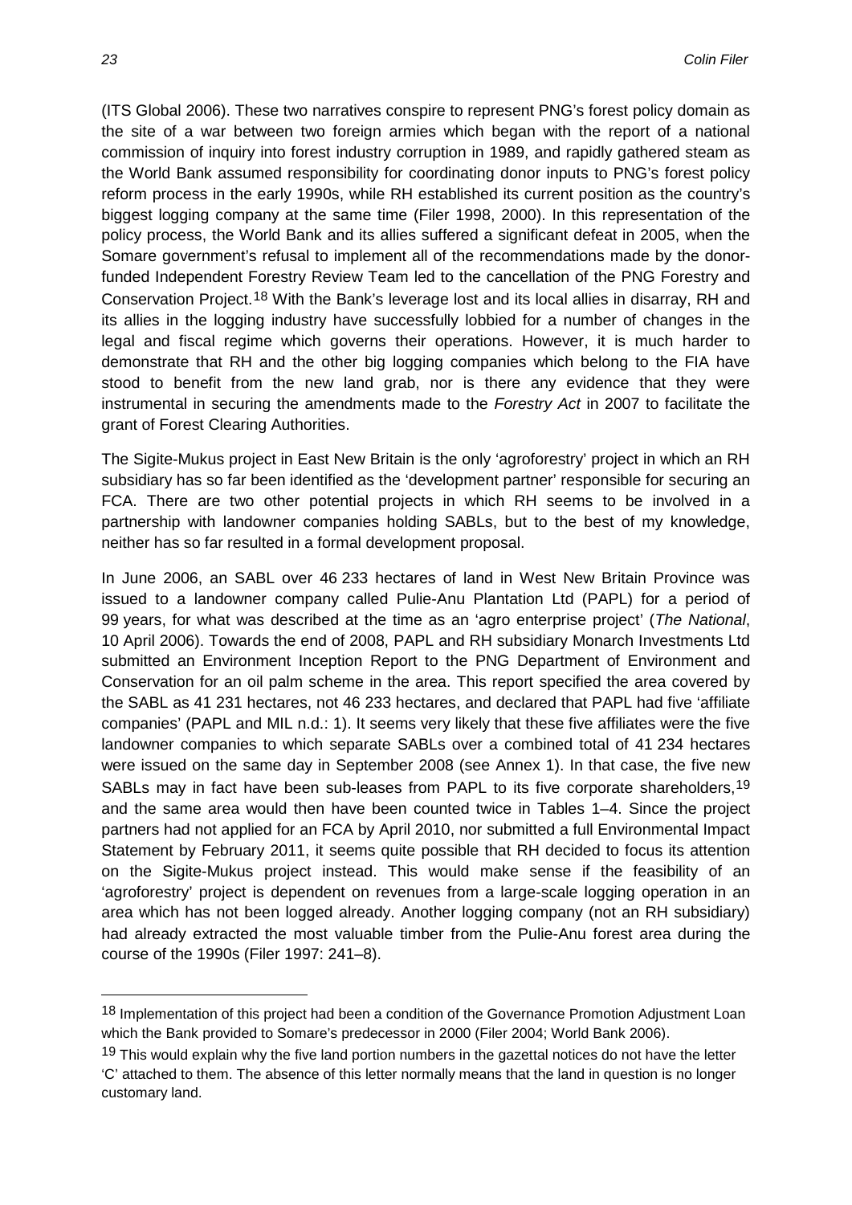(ITS Global 2006). These two narratives conspire to represent PNG's forest policy domain as the site of a war between two foreign armies which began with the report of a national commission of inquiry into forest industry corruption in 1989, and rapidly gathered steam as the World Bank assumed responsibility for coordinating donor inputs to PNG's forest policy reform process in the early 1990s, while RH established its current position as the country's biggest logging company at the same time (Filer 1998, 2000). In this representation of the policy process, the World Bank and its allies suffered a significant defeat in 2005, when the Somare government's refusal to implement all of the recommendations made by the donor-funded Independent Forestry Review Team led to the cancellation of the PNG Forestry and Conservation Project.[18] With the Bank's leverage lost and its local allies in disarray, RH and its allies in the logging industry have successfully lobbied for a number of changes in the legal and fiscal regime which governs their operations. However, it is much harder to demonstrate that RH and the other big logging companies which belong to the FIA have stood to benefit from the new land grab, nor is there any evidence that they were instrumental in securing the amendments made to the *Forestry Act* in 2007 to facilitate the grant of Forest Clearing Authorities.

The Sigite-Mukus project in East New Britain is the only 'agroforestry' project in which an RH subsidiary has so far been identified as the 'development partner' responsible for securing an FCA. There are two other potential projects in which RH seems to be involved in a partnership with landowner companies holding SABLs, but to the best of my knowledge, neither has so far resulted in a formal development proposal.

In June 2006, an SABL over 46 233 hectares of land in West New Britain Province was issued to a landowner company called Pulie-Anu Plantation Ltd (PAPL) for a period of 99 years, for what was described at the time as an 'agro enterprise project' (*The National*, 10 April 2006). Towards the end of 2008, PAPL and RH subsidiary Monarch Investments Ltd submitted an Environment Inception Report to the PNG Department of Environment and Conservation for an oil palm scheme in the area. This report specified the area covered by the SABL as 41 231 hectares, not 46 233 hectares, and declared that PAPL had five 'affiliate companies' (PAPL and MIL n.d.: 1). It seems very likely that these five affiliates were the five landowner companies to which separate SABLs over a combined total of 41 234 hectares were issued on the same day in September 2008 (see Annex 1). In that case, the five new SABLs may in fact have been sub-leases from PAPL to its five corporate shareholders,[19] and the same area would then have been counted twice in Tables 1–4. Since the project partners had not applied for an FCA by April 2010, nor submitted a full Environmental Impact Statement by February 2011, it seems quite possible that RH decided to focus its attention on the Sigite-Mukus project instead. This would make sense if the feasibility of an 'agroforestry' project is dependent on revenues from a large-scale logging operation in an area which has not been logged already. Another logging company (not an RH subsidiary) had already extracted the most valuable timber from the Pulie-Anu forest area during the course of the 1990s (Filer 1997: 241–8).

---

[18] Implementation of this project had been a condition of the Governance Promotion Adjustment Loan which the Bank provided to Somare's predecessor in 2000 (Filer 2004; World Bank 2006).

[19] This would explain why the five land portion numbers in the gazettal notices do not have the letter 'C' attached to them. The absence of this letter normally means that the land in question is no longer customary land.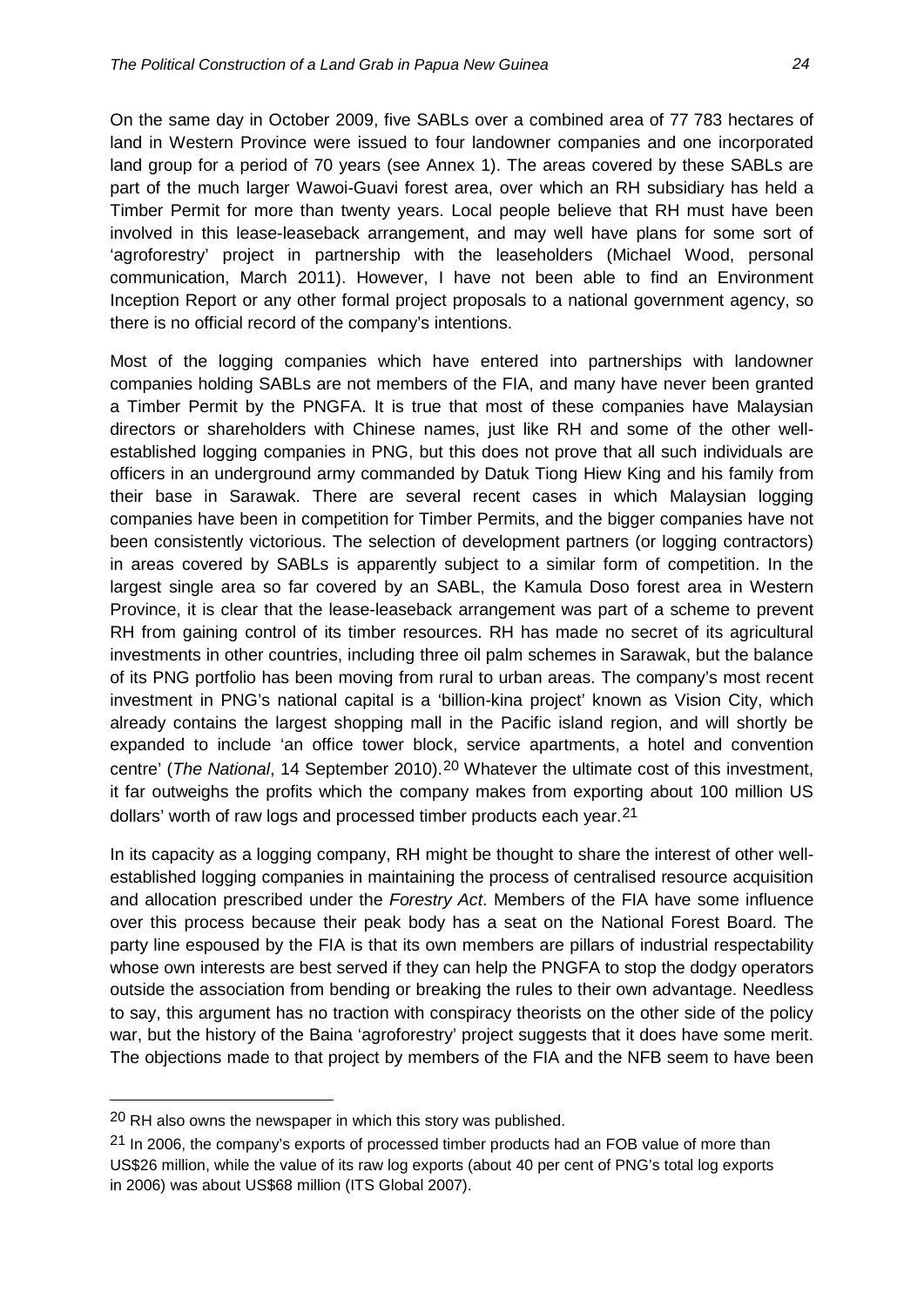On the same day in October 2009, five SABLs over a combined area of 77 783 hectares of land in Western Province were issued to four landowner companies and one incorporated land group for a period of 70 years (see Annex 1). The areas covered by these SABLs are part of the much larger Wawoi-Guavi forest area, over which an RH subsidiary has held a Timber Permit for more than twenty years. Local people believe that RH must have been involved in this lease-leaseback arrangement, and may well have plans for some sort of 'agroforestry' project in partnership with the leaseholders (Michael Wood, personal communication, March 2011). However, I have not been able to find an Environment Inception Report or any other formal project proposals to a national government agency, so there is no official record of the company's intentions.

Most of the logging companies which have entered into partnerships with landowner companies holding SABLs are not members of the FIA, and many have never been granted a Timber Permit by the PNGFA. It is true that most of these companies have Malaysian directors or shareholders with Chinese names, just like RH and some of the other well-established logging companies in PNG, but this does not prove that all such individuals are officers in an underground army commanded by Datuk Tiong Hiew King and his family from their base in Sarawak. There are several recent cases in which Malaysian logging companies have been in competition for Timber Permits, and the bigger companies have not been consistently victorious. The selection of development partners (or logging contractors) in areas covered by SABLs is apparently subject to a similar form of competition. In the largest single area so far covered by an SABL, the Kamula Doso forest area in Western Province, it is clear that the lease-leaseback arrangement was part of a scheme to prevent RH from gaining control of its timber resources. RH has made no secret of its agricultural investments in other countries, including three oil palm schemes in Sarawak, but the balance of its PNG portfolio has been moving from rural to urban areas. The company's most recent investment in PNG's national capital is a 'billion-kina project' known as Vision City, which already contains the largest shopping mall in the Pacific island region, and will shortly be expanded to include 'an office tower block, service apartments, a hotel and convention centre' (*The National*, 14 September 2010).[20] Whatever the ultimate cost of this investment, it far outweighs the profits which the company makes from exporting about 100 million US dollars' worth of raw logs and processed timber products each year.[21]

In its capacity as a logging company, RH might be thought to share the interest of other well-established logging companies in maintaining the process of centralised resource acquisition and allocation prescribed under the *Forestry Act*. Members of the FIA have some influence over this process because their peak body has a seat on the National Forest Board. The party line espoused by the FIA is that its own members are pillars of industrial respectability whose own interests are best served if they can help the PNGFA to stop the dodgy operators outside the association from bending or breaking the rules to their own advantage. Needless to say, this argument has no traction with conspiracy theorists on the other side of the policy war, but the history of the Baina 'agroforestry' project suggests that it does have some merit. The objections made to that project by members of the FIA and the NFB seem to have been

---

[20] RH also owns the newspaper in which this story was published.

[21] In 2006, the company's exports of processed timber products had an FOB value of more than US$26 million, while the value of its raw log exports (about 40 per cent of PNG's total log exports in 2006) was about US$68 million (ITS Global 2007).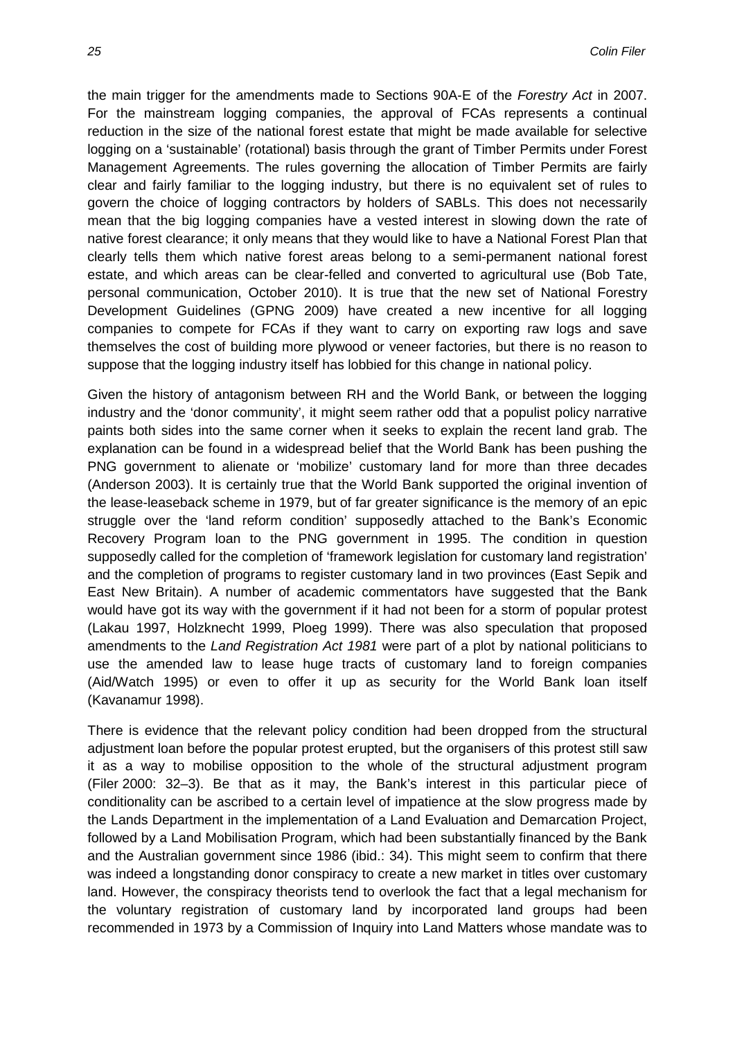the main trigger for the amendments made to Sections 90A-E of the *Forestry Act* in 2007. For the mainstream logging companies, the approval of FCAs represents a continual reduction in the size of the national forest estate that might be made available for selective logging on a 'sustainable' (rotational) basis through the grant of Timber Permits under Forest Management Agreements. The rules governing the allocation of Timber Permits are fairly clear and fairly familiar to the logging industry, but there is no equivalent set of rules to govern the choice of logging contractors by holders of SABLs. This does not necessarily mean that the big logging companies have a vested interest in slowing down the rate of native forest clearance; it only means that they would like to have a National Forest Plan that clearly tells them which native forest areas belong to a semi-permanent national forest estate, and which areas can be clear-felled and converted to agricultural use (Bob Tate, personal communication, October 2010). It is true that the new set of National Forestry Development Guidelines (GPNG 2009) have created a new incentive for all logging companies to compete for FCAs if they want to carry on exporting raw logs and save themselves the cost of building more plywood or veneer factories, but there is no reason to suppose that the logging industry itself has lobbied for this change in national policy.

Given the history of antagonism between RH and the World Bank, or between the logging industry and the 'donor community', it might seem rather odd that a populist policy narrative paints both sides into the same corner when it seeks to explain the recent land grab. The explanation can be found in a widespread belief that the World Bank has been pushing the PNG government to alienate or 'mobilize' customary land for more than three decades (Anderson 2003). It is certainly true that the World Bank supported the original invention of the lease-leaseback scheme in 1979, but of far greater significance is the memory of an epic struggle over the 'land reform condition' supposedly attached to the Bank's Economic Recovery Program loan to the PNG government in 1995. The condition in question supposedly called for the completion of 'framework legislation for customary land registration' and the completion of programs to register customary land in two provinces (East Sepik and East New Britain). A number of academic commentators have suggested that the Bank would have got its way with the government if it had not been for a storm of popular protest (Lakau 1997, Holzknecht 1999, Ploeg 1999). There was also speculation that proposed amendments to the *Land Registration Act 1981* were part of a plot by national politicians to use the amended law to lease huge tracts of customary land to foreign companies (Aid/Watch 1995) or even to offer it up as security for the World Bank loan itself (Kavanamur 1998).

There is evidence that the relevant policy condition had been dropped from the structural adjustment loan before the popular protest erupted, but the organisers of this protest still saw it as a way to mobilise opposition to the whole of the structural adjustment program (Filer 2000: 32–3). Be that as it may, the Bank's interest in this particular piece of conditionality can be ascribed to a certain level of impatience at the slow progress made by the Lands Department in the implementation of a Land Evaluation and Demarcation Project, followed by a Land Mobilisation Program, which had been substantially financed by the Bank and the Australian government since 1986 (ibid.: 34). This might seem to confirm that there was indeed a longstanding donor conspiracy to create a new market in titles over customary land. However, the conspiracy theorists tend to overlook the fact that a legal mechanism for the voluntary registration of customary land by incorporated land groups had been recommended in 1973 by a Commission of Inquiry into Land Matters whose mandate was to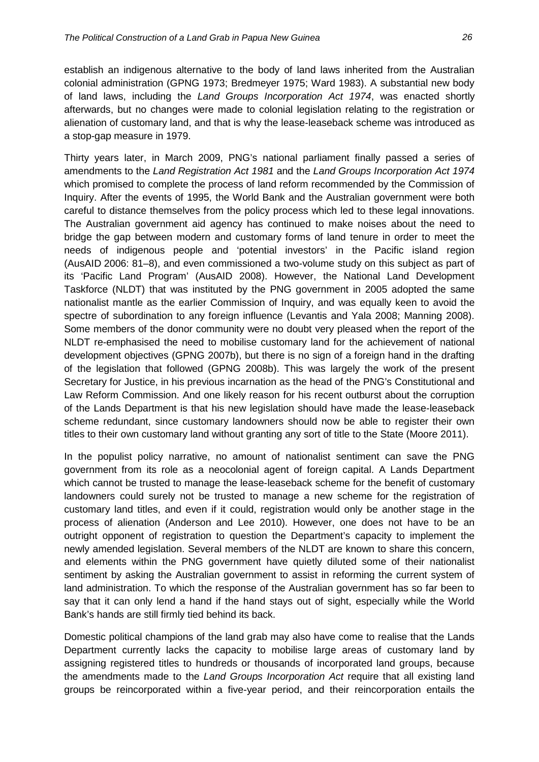establish an indigenous alternative to the body of land laws inherited from the Australian colonial administration (GPNG 1973; Bredmeyer 1975; Ward 1983). A substantial new body of land laws, including the *Land Groups Incorporation Act 1974*, was enacted shortly afterwards, but no changes were made to colonial legislation relating to the registration or alienation of customary land, and that is why the lease-leaseback scheme was introduced as a stop-gap measure in 1979.

Thirty years later, in March 2009, PNG's national parliament finally passed a series of amendments to the *Land Registration Act 1981* and the *Land Groups Incorporation Act 1974* which promised to complete the process of land reform recommended by the Commission of Inquiry. After the events of 1995, the World Bank and the Australian government were both careful to distance themselves from the policy process which led to these legal innovations. The Australian government aid agency has continued to make noises about the need to bridge the gap between modern and customary forms of land tenure in order to meet the needs of indigenous people and 'potential investors' in the Pacific island region (AusAID 2006: 81–8), and even commissioned a two-volume study on this subject as part of its 'Pacific Land Program' (AusAID 2008). However, the National Land Development Taskforce (NLDT) that was instituted by the PNG government in 2005 adopted the same nationalist mantle as the earlier Commission of Inquiry, and was equally keen to avoid the spectre of subordination to any foreign influence (Levantis and Yala 2008; Manning 2008). Some members of the donor community were no doubt very pleased when the report of the NLDT re-emphasised the need to mobilise customary land for the achievement of national development objectives (GPNG 2007b), but there is no sign of a foreign hand in the drafting of the legislation that followed (GPNG 2008b). This was largely the work of the present Secretary for Justice, in his previous incarnation as the head of the PNG's Constitutional and Law Reform Commission. And one likely reason for his recent outburst about the corruption of the Lands Department is that his new legislation should have made the lease-leaseback scheme redundant, since customary landowners should now be able to register their own titles to their own customary land without granting any sort of title to the State (Moore 2011).

In the populist policy narrative, no amount of nationalist sentiment can save the PNG government from its role as a neocolonial agent of foreign capital. A Lands Department which cannot be trusted to manage the lease-leaseback scheme for the benefit of customary landowners could surely not be trusted to manage a new scheme for the registration of customary land titles, and even if it could, registration would only be another stage in the process of alienation (Anderson and Lee 2010). However, one does not have to be an outright opponent of registration to question the Department's capacity to implement the newly amended legislation. Several members of the NLDT are known to share this concern, and elements within the PNG government have quietly diluted some of their nationalist sentiment by asking the Australian government to assist in reforming the current system of land administration. To which the response of the Australian government has so far been to say that it can only lend a hand if the hand stays out of sight, especially while the World Bank's hands are still firmly tied behind its back.

Domestic political champions of the land grab may also have come to realise that the Lands Department currently lacks the capacity to mobilise large areas of customary land by assigning registered titles to hundreds or thousands of incorporated land groups, because the amendments made to the *Land Groups Incorporation Act* require that all existing land groups be reincorporated within a five-year period, and their reincorporation entails the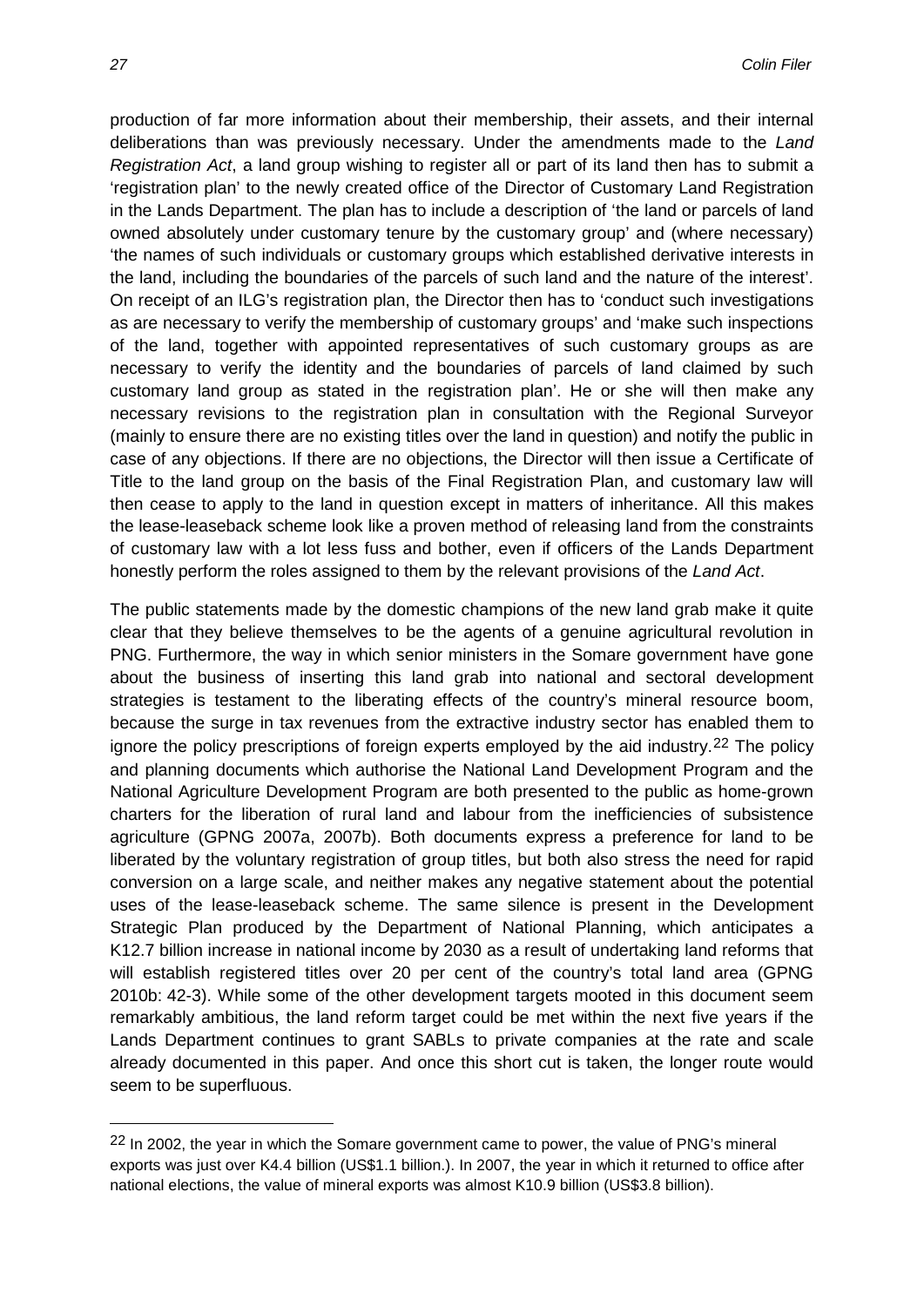production of far more information about their membership, their assets, and their internal deliberations than was previously necessary. Under the amendments made to the *Land Registration Act*, a land group wishing to register all or part of its land then has to submit a 'registration plan' to the newly created office of the Director of Customary Land Registration in the Lands Department. The plan has to include a description of 'the land or parcels of land owned absolutely under customary tenure by the customary group' and (where necessary) 'the names of such individuals or customary groups which established derivative interests in the land, including the boundaries of the parcels of such land and the nature of the interest'. On receipt of an ILG's registration plan, the Director then has to 'conduct such investigations as are necessary to verify the membership of customary groups' and 'make such inspections of the land, together with appointed representatives of such customary groups as are necessary to verify the identity and the boundaries of parcels of land claimed by such customary land group as stated in the registration plan'. He or she will then make any necessary revisions to the registration plan in consultation with the Regional Surveyor (mainly to ensure there are no existing titles over the land in question) and notify the public in case of any objections. If there are no objections, the Director will then issue a Certificate of Title to the land group on the basis of the Final Registration Plan, and customary law will then cease to apply to the land in question except in matters of inheritance. All this makes the lease-leaseback scheme look like a proven method of releasing land from the constraints of customary law with a lot less fuss and bother, even if officers of the Lands Department honestly perform the roles assigned to them by the relevant provisions of the *Land Act*.

The public statements made by the domestic champions of the new land grab make it quite clear that they believe themselves to be the agents of a genuine agricultural revolution in PNG. Furthermore, the way in which senior ministers in the Somare government have gone about the business of inserting this land grab into national and sectoral development strategies is testament to the liberating effects of the country's mineral resource boom, because the surge in tax revenues from the extractive industry sector has enabled them to ignore the policy prescriptions of foreign experts employed by the aid industry.[22] The policy and planning documents which authorise the National Land Development Program and the National Agriculture Development Program are both presented to the public as home-grown charters for the liberation of rural land and labour from the inefficiencies of subsistence agriculture (GPNG 2007a, 2007b). Both documents express a preference for land to be liberated by the voluntary registration of group titles, but both also stress the need for rapid conversion on a large scale, and neither makes any negative statement about the potential uses of the lease-leaseback scheme. The same silence is present in the Development Strategic Plan produced by the Department of National Planning, which anticipates a K12.7 billion increase in national income by 2030 as a result of undertaking land reforms that will establish registered titles over 20 per cent of the country's total land area (GPNG 2010b: 42-3). While some of the other development targets mooted in this document seem remarkably ambitious, the land reform target could be met within the next five years if the Lands Department continues to grant SABLs to private companies at the rate and scale already documented in this paper. And once this short cut is taken, the longer route would seem to be superfluous.

---

[22] In 2002, the year in which the Somare government came to power, the value of PNG's mineral exports was just over K4.4 billion (US$1.1 billion.). In 2007, the year in which it returned to office after national elections, the value of mineral exports was almost K10.9 billion (US$3.8 billion).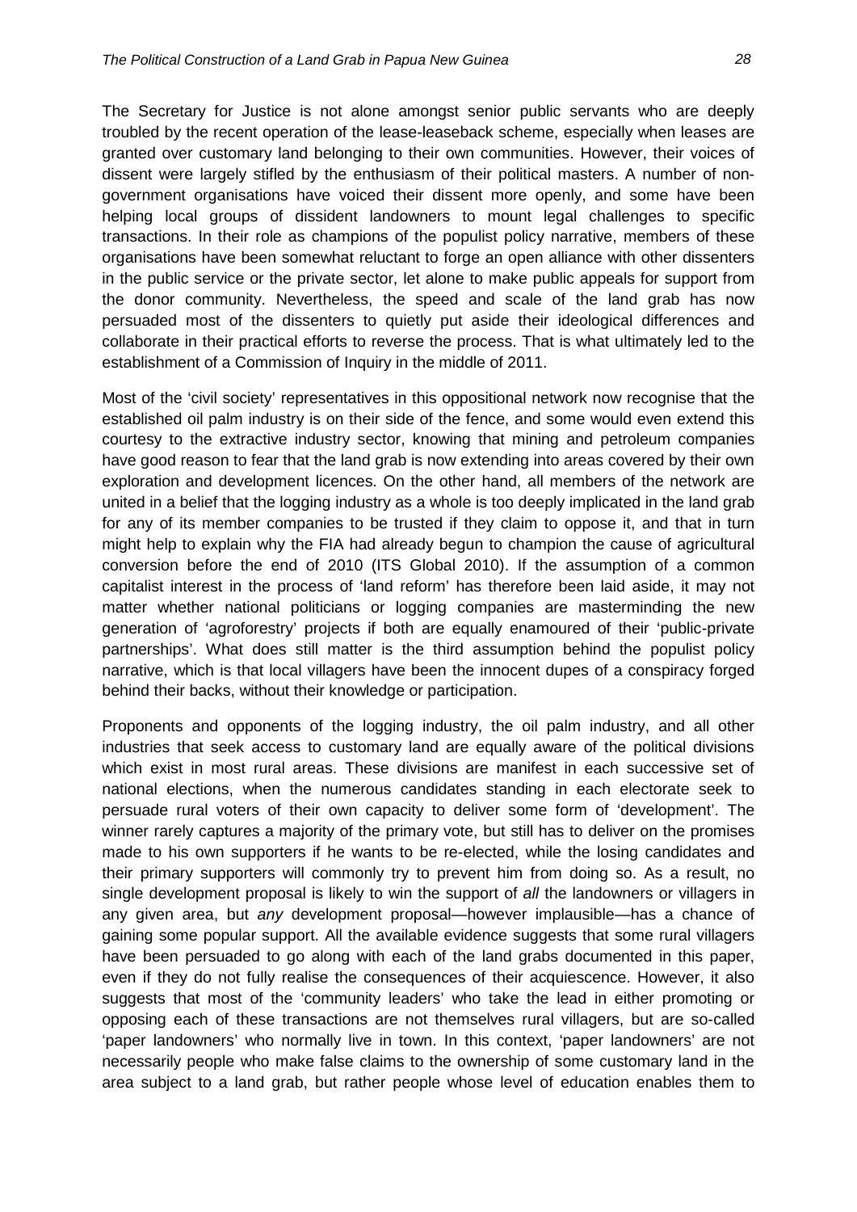The Secretary for Justice is not alone amongst senior public servants who are deeply troubled by the recent operation of the lease-leaseback scheme, especially when leases are granted over customary land belonging to their own communities. However, their voices of dissent were largely stifled by the enthusiasm of their political masters. A number of non-government organisations have voiced their dissent more openly, and some have been helping local groups of dissident landowners to mount legal challenges to specific transactions. In their role as champions of the populist policy narrative, members of these organisations have been somewhat reluctant to forge an open alliance with other dissenters in the public service or the private sector, let alone to make public appeals for support from the donor community. Nevertheless, the speed and scale of the land grab has now persuaded most of the dissenters to quietly put aside their ideological differences and collaborate in their practical efforts to reverse the process. That is what ultimately led to the establishment of a Commission of Inquiry in the middle of 2011.

Most of the 'civil society' representatives in this oppositional network now recognise that the established oil palm industry is on their side of the fence, and some would even extend this courtesy to the extractive industry sector, knowing that mining and petroleum companies have good reason to fear that the land grab is now extending into areas covered by their own exploration and development licences. On the other hand, all members of the network are united in a belief that the logging industry as a whole is too deeply implicated in the land grab for any of its member companies to be trusted if they claim to oppose it, and that in turn might help to explain why the FIA had already begun to champion the cause of agricultural conversion before the end of 2010 (ITS Global 2010). If the assumption of a common capitalist interest in the process of 'land reform' has therefore been laid aside, it may not matter whether national politicians or logging companies are masterminding the new generation of 'agroforestry' projects if both are equally enamoured of their 'public-private partnerships'. What does still matter is the third assumption behind the populist policy narrative, which is that local villagers have been the innocent dupes of a conspiracy forged behind their backs, without their knowledge or participation.

Proponents and opponents of the logging industry, the oil palm industry, and all other industries that seek access to customary land are equally aware of the political divisions which exist in most rural areas. These divisions are manifest in each successive set of national elections, when the numerous candidates standing in each electorate seek to persuade rural voters of their own capacity to deliver some form of 'development'. The winner rarely captures a majority of the primary vote, but still has to deliver on the promises made to his own supporters if he wants to be re-elected, while the losing candidates and their primary supporters will commonly try to prevent him from doing so. As a result, no single development proposal is likely to win the support of *all* the landowners or villagers in any given area, but *any* development proposal—however implausible—has a chance of gaining some popular support. All the available evidence suggests that some rural villagers have been persuaded to go along with each of the land grabs documented in this paper, even if they do not fully realise the consequences of their acquiescence. However, it also suggests that most of the 'community leaders' who take the lead in either promoting or opposing each of these transactions are not themselves rural villagers, but are so-called 'paper landowners' who normally live in town. In this context, 'paper landowners' are not necessarily people who make false claims to the ownership of some customary land in the area subject to a land grab, but rather people whose level of education enables them to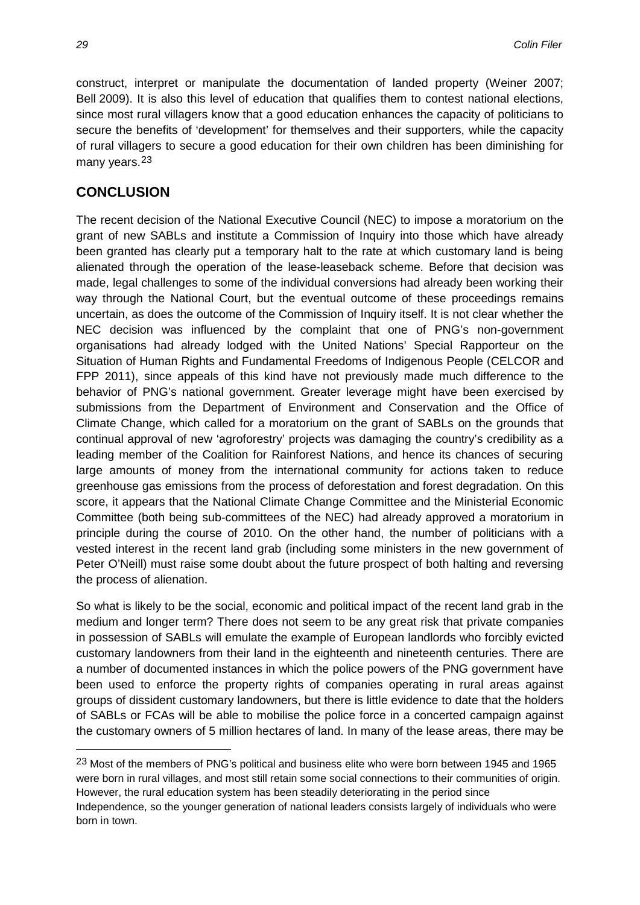construct, interpret or manipulate the documentation of landed property (Weiner 2007; Bell 2009). It is also this level of education that qualifies them to contest national elections, since most rural villagers know that a good education enhances the capacity of politicians to secure the benefits of 'development' for themselves and their supporters, while the capacity of rural villagers to secure a good education for their own children has been diminishing for many years.[23]

## CONCLUSION

The recent decision of the National Executive Council (NEC) to impose a moratorium on the grant of new SABLs and institute a Commission of Inquiry into those which have already been granted has clearly put a temporary halt to the rate at which customary land is being alienated through the operation of the lease-leaseback scheme. Before that decision was made, legal challenges to some of the individual conversions had already been working their way through the National Court, but the eventual outcome of these proceedings remains uncertain, as does the outcome of the Commission of Inquiry itself. It is not clear whether the NEC decision was influenced by the complaint that one of PNG's non-government organisations had already lodged with the United Nations' Special Rapporteur on the Situation of Human Rights and Fundamental Freedoms of Indigenous People (CELCOR and FPP 2011), since appeals of this kind have not previously made much difference to the behavior of PNG's national government. Greater leverage might have been exercised by submissions from the Department of Environment and Conservation and the Office of Climate Change, which called for a moratorium on the grant of SABLs on the grounds that continual approval of new 'agroforestry' projects was damaging the country's credibility as a leading member of the Coalition for Rainforest Nations, and hence its chances of securing large amounts of money from the international community for actions taken to reduce greenhouse gas emissions from the process of deforestation and forest degradation. On this score, it appears that the National Climate Change Committee and the Ministerial Economic Committee (both being sub-committees of the NEC) had already approved a moratorium in principle during the course of 2010. On the other hand, the number of politicians with a vested interest in the recent land grab (including some ministers in the new government of Peter O'Neill) must raise some doubt about the future prospect of both halting and reversing the process of alienation.

So what is likely to be the social, economic and political impact of the recent land grab in the medium and longer term? There does not seem to be any great risk that private companies in possession of SABLs will emulate the example of European landlords who forcibly evicted customary landowners from their land in the eighteenth and nineteenth centuries. There are a number of documented instances in which the police powers of the PNG government have been used to enforce the property rights of companies operating in rural areas against groups of dissident customary landowners, but there is little evidence to date that the holders of SABLs or FCAs will be able to mobilise the police force in a concerted campaign against the customary owners of 5 million hectares of land. In many of the lease areas, there may be

[23] Most of the members of PNG's political and business elite who were born between 1945 and 1965 were born in rural villages, and most still retain some social connections to their communities of origin. However, the rural education system has been steadily deteriorating in the period since Independence, so the younger generation of national leaders consists largely of individuals who were born in town.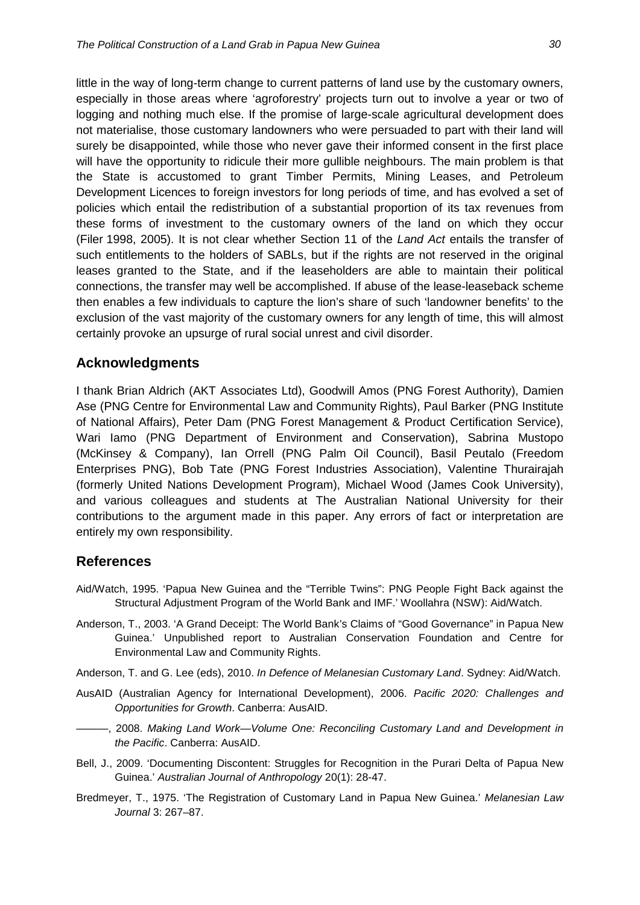little in the way of long-term change to current patterns of land use by the customary owners, especially in those areas where 'agroforestry' projects turn out to involve a year or two of logging and nothing much else. If the promise of large-scale agricultural development does not materialise, those customary landowners who were persuaded to part with their land will surely be disappointed, while those who never gave their informed consent in the first place will have the opportunity to ridicule their more gullible neighbours. The main problem is that the State is accustomed to grant Timber Permits, Mining Leases, and Petroleum Development Licences to foreign investors for long periods of time, and has evolved a set of policies which entail the redistribution of a substantial proportion of its tax revenues from these forms of investment to the customary owners of the land on which they occur (Filer 1998, 2005). It is not clear whether Section 11 of the *Land Act* entails the transfer of such entitlements to the holders of SABLs, but if the rights are not reserved in the original leases granted to the State, and if the leaseholders are able to maintain their political connections, the transfer may well be accomplished. If abuse of the lease-leaseback scheme then enables a few individuals to capture the lion's share of such 'landowner benefits' to the exclusion of the vast majority of the customary owners for any length of time, this will almost certainly provoke an upsurge of rural social unrest and civil disorder.

## Acknowledgments

I thank Brian Aldrich (AKT Associates Ltd), Goodwill Amos (PNG Forest Authority), Damien Ase (PNG Centre for Environmental Law and Community Rights), Paul Barker (PNG Institute of National Affairs), Peter Dam (PNG Forest Management & Product Certification Service), Wari Iamo (PNG Department of Environment and Conservation), Sabrina Mustopo (McKinsey & Company), Ian Orrell (PNG Palm Oil Council), Basil Peutalo (Freedom Enterprises PNG), Bob Tate (PNG Forest Industries Association), Valentine Thurairajah (formerly United Nations Development Program), Michael Wood (James Cook University), and various colleagues and students at The Australian National University for their contributions to the argument made in this paper. Any errors of fact or interpretation are entirely my own responsibility.

## References

Aid/Watch, 1995. 'Papua New Guinea and the "Terrible Twins": PNG People Fight Back against the Structural Adjustment Program of the World Bank and IMF.' Woollahra (NSW): Aid/Watch.

Anderson, T., 2003. 'A Grand Deceipt: The World Bank's Claims of "Good Governance" in Papua New Guinea.' Unpublished report to Australian Conservation Foundation and Centre for Environmental Law and Community Rights.

Anderson, T. and G. Lee (eds), 2010. *In Defence of Melanesian Customary Land*. Sydney: Aid/Watch.

AusAID (Australian Agency for International Development), 2006. *Pacific 2020: Challenges and Opportunities for Growth*. Canberra: AusAID.

———, 2008. *Making Land Work—Volume One: Reconciling Customary Land and Development in the Pacific*. Canberra: AusAID.

Bell, J., 2009. 'Documenting Discontent: Struggles for Recognition in the Purari Delta of Papua New Guinea.' *Australian Journal of Anthropology* 20(1): 28-47.

Bredmeyer, T., 1975. 'The Registration of Customary Land in Papua New Guinea.' *Melanesian Law Journal* 3: 267–87.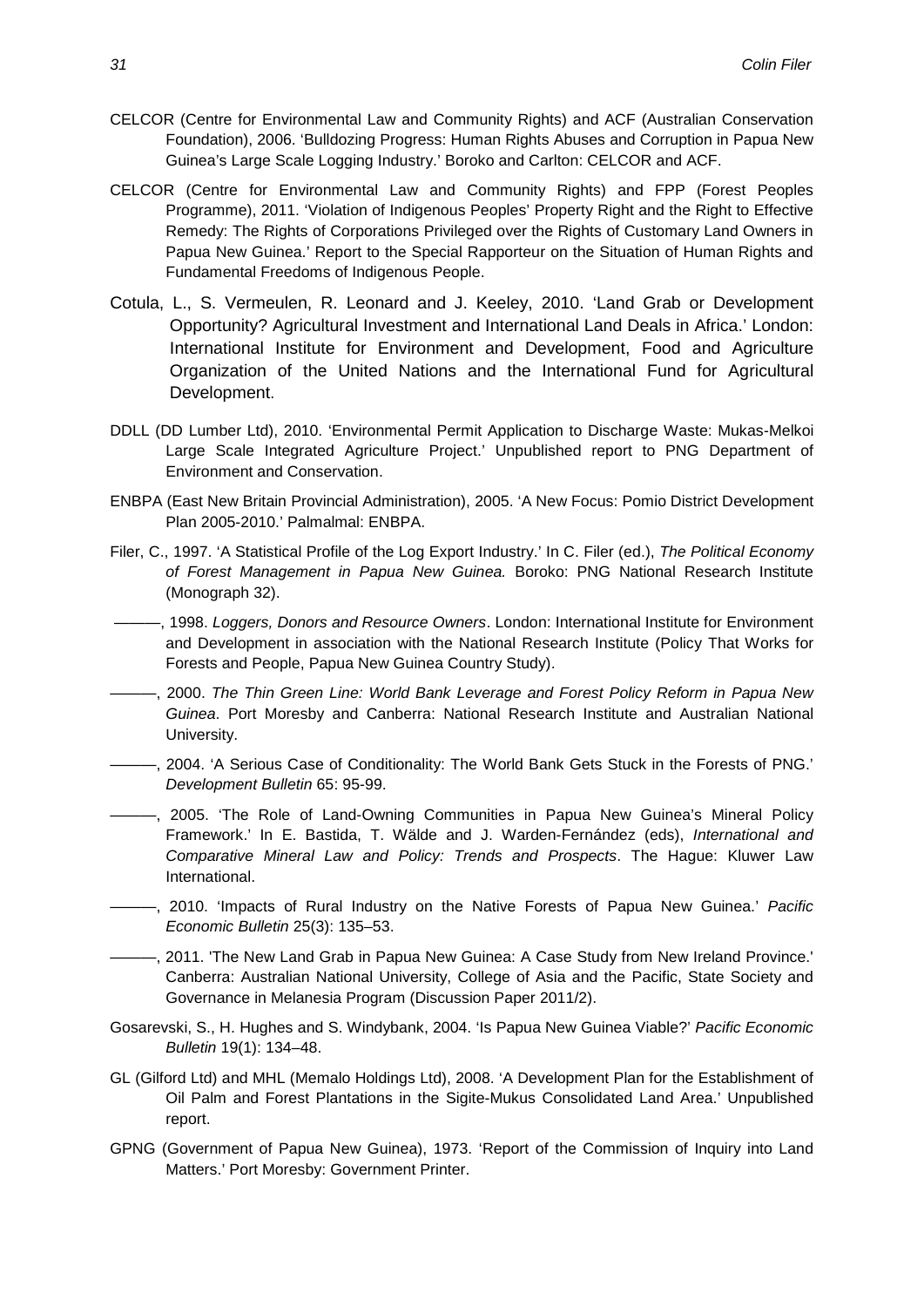CELCOR (Centre for Environmental Law and Community Rights) and ACF (Australian Conservation Foundation), 2006. 'Bulldozing Progress: Human Rights Abuses and Corruption in Papua New Guinea's Large Scale Logging Industry.' Boroko and Carlton: CELCOR and ACF.

CELCOR (Centre for Environmental Law and Community Rights) and FPP (Forest Peoples Programme), 2011. 'Violation of Indigenous Peoples' Property Right and the Right to Effective Remedy: The Rights of Corporations Privileged over the Rights of Customary Land Owners in Papua New Guinea.' Report to the Special Rapporteur on the Situation of Human Rights and Fundamental Freedoms of Indigenous People.

Cotula, L., S. Vermeulen, R. Leonard and J. Keeley, 2010. 'Land Grab or Development Opportunity? Agricultural Investment and International Land Deals in Africa.' London: International Institute for Environment and Development, Food and Agriculture Organization of the United Nations and the International Fund for Agricultural Development.

DDLL (DD Lumber Ltd), 2010. 'Environmental Permit Application to Discharge Waste: Mukas-Melkoi Large Scale Integrated Agriculture Project.' Unpublished report to PNG Department of Environment and Conservation.

ENBPA (East New Britain Provincial Administration), 2005. 'A New Focus: Pomio District Development Plan 2005-2010.' Palmalmal: ENBPA.

Filer, C., 1997. 'A Statistical Profile of the Log Export Industry.' In C. Filer (ed.), *The Political Economy of Forest Management in Papua New Guinea.* Boroko: PNG National Research Institute (Monograph 32).

———, 1998. *Loggers, Donors and Resource Owners*. London: International Institute for Environment and Development in association with the National Research Institute (Policy That Works for Forests and People, Papua New Guinea Country Study).

———, 2000. *The Thin Green Line: World Bank Leverage and Forest Policy Reform in Papua New Guinea*. Port Moresby and Canberra: National Research Institute and Australian National University.

———, 2004. 'A Serious Case of Conditionality: The World Bank Gets Stuck in the Forests of PNG.' *Development Bulletin* 65: 95-99.

———, 2005. 'The Role of Land-Owning Communities in Papua New Guinea's Mineral Policy Framework.' In E. Bastida, T. Wälde and J. Warden-Fernández (eds), *International and Comparative Mineral Law and Policy: Trends and Prospects*. The Hague: Kluwer Law International.

———, 2010. 'Impacts of Rural Industry on the Native Forests of Papua New Guinea.' *Pacific Economic Bulletin* 25(3): 135–53.

———, 2011. 'The New Land Grab in Papua New Guinea: A Case Study from New Ireland Province.' Canberra: Australian National University, College of Asia and the Pacific, State Society and Governance in Melanesia Program (Discussion Paper 2011/2).

Gosarevski, S., H. Hughes and S. Windybank, 2004. 'Is Papua New Guinea Viable?' *Pacific Economic Bulletin* 19(1): 134–48.

GL (Gilford Ltd) and MHL (Memalo Holdings Ltd), 2008. 'A Development Plan for the Establishment of Oil Palm and Forest Plantations in the Sigite-Mukus Consolidated Land Area.' Unpublished report.

GPNG (Government of Papua New Guinea), 1973. 'Report of the Commission of Inquiry into Land Matters.' Port Moresby: Government Printer.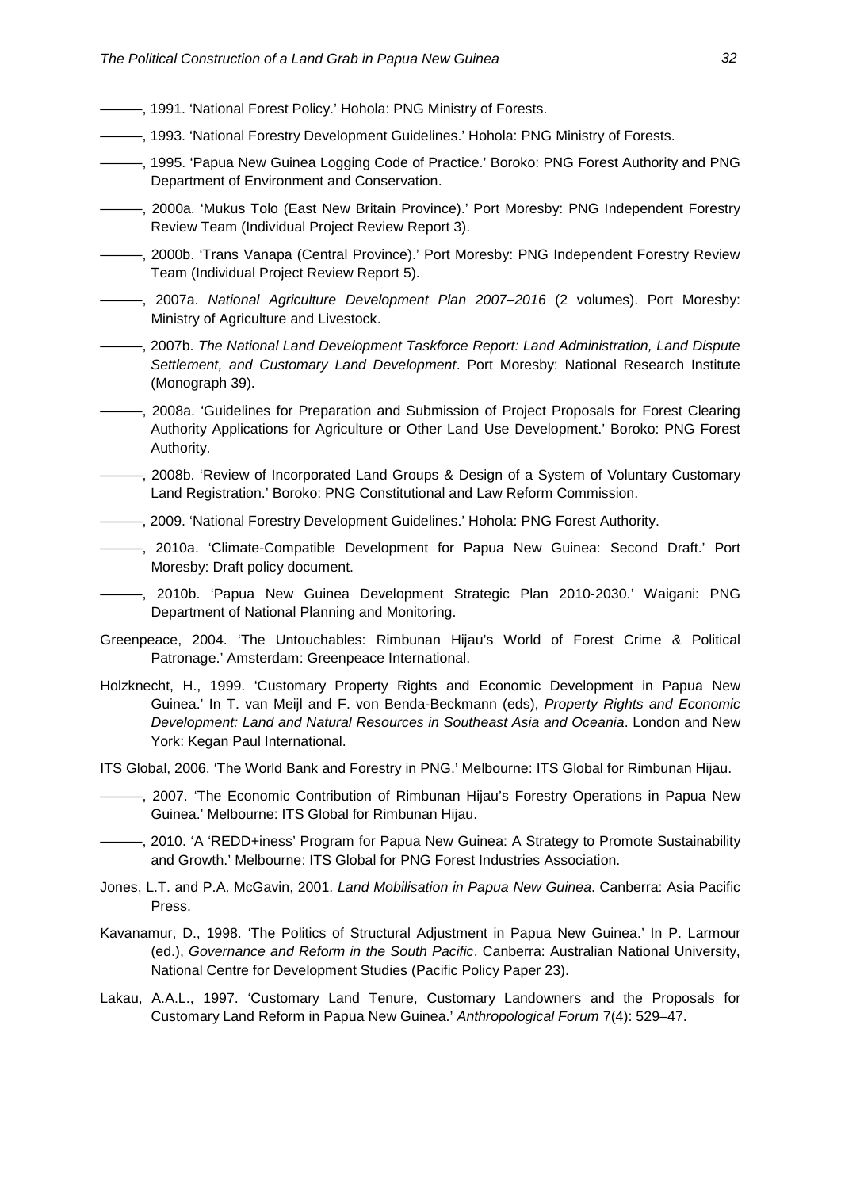———, 1991. 'National Forest Policy.' Hohola: PNG Ministry of Forests.

———, 1993. 'National Forestry Development Guidelines.' Hohola: PNG Ministry of Forests.

———, 1995. 'Papua New Guinea Logging Code of Practice.' Boroko: PNG Forest Authority and PNG Department of Environment and Conservation.

———, 2000a. 'Mukus Tolo (East New Britain Province).' Port Moresby: PNG Independent Forestry Review Team (Individual Project Review Report 3).

———, 2000b. 'Trans Vanapa (Central Province).' Port Moresby: PNG Independent Forestry Review Team (Individual Project Review Report 5).

———, 2007a. *National Agriculture Development Plan 2007–2016* (2 volumes). Port Moresby: Ministry of Agriculture and Livestock.

———, 2007b. *The National Land Development Taskforce Report: Land Administration, Land Dispute Settlement, and Customary Land Development*. Port Moresby: National Research Institute (Monograph 39).

———, 2008a. 'Guidelines for Preparation and Submission of Project Proposals for Forest Clearing Authority Applications for Agriculture or Other Land Use Development.' Boroko: PNG Forest Authority.

———, 2008b. 'Review of Incorporated Land Groups & Design of a System of Voluntary Customary Land Registration.' Boroko: PNG Constitutional and Law Reform Commission.

———, 2009. 'National Forestry Development Guidelines.' Hohola: PNG Forest Authority.

———, 2010a. 'Climate-Compatible Development for Papua New Guinea: Second Draft.' Port Moresby: Draft policy document.

———, 2010b. 'Papua New Guinea Development Strategic Plan 2010-2030.' Waigani: PNG Department of National Planning and Monitoring.

Greenpeace, 2004. 'The Untouchables: Rimbunan Hijau's World of Forest Crime & Political Patronage.' Amsterdam: Greenpeace International.

Holzknecht, H., 1999. 'Customary Property Rights and Economic Development in Papua New Guinea.' In T. van Meijl and F. von Benda-Beckmann (eds), *Property Rights and Economic Development: Land and Natural Resources in Southeast Asia and Oceania*. London and New York: Kegan Paul International.

ITS Global, 2006. 'The World Bank and Forestry in PNG.' Melbourne: ITS Global for Rimbunan Hijau.

———, 2007. 'The Economic Contribution of Rimbunan Hijau's Forestry Operations in Papua New Guinea.' Melbourne: ITS Global for Rimbunan Hijau.

———, 2010. 'A 'REDD+iness' Program for Papua New Guinea: A Strategy to Promote Sustainability and Growth.' Melbourne: ITS Global for PNG Forest Industries Association.

Jones, L.T. and P.A. McGavin, 2001. *Land Mobilisation in Papua New Guinea*. Canberra: Asia Pacific Press.

Kavanamur, D., 1998. 'The Politics of Structural Adjustment in Papua New Guinea.' In P. Larmour (ed.), *Governance and Reform in the South Pacific*. Canberra: Australian National University, National Centre for Development Studies (Pacific Policy Paper 23).

Lakau, A.A.L., 1997. 'Customary Land Tenure, Customary Landowners and the Proposals for Customary Land Reform in Papua New Guinea.' *Anthropological Forum* 7(4): 529–47.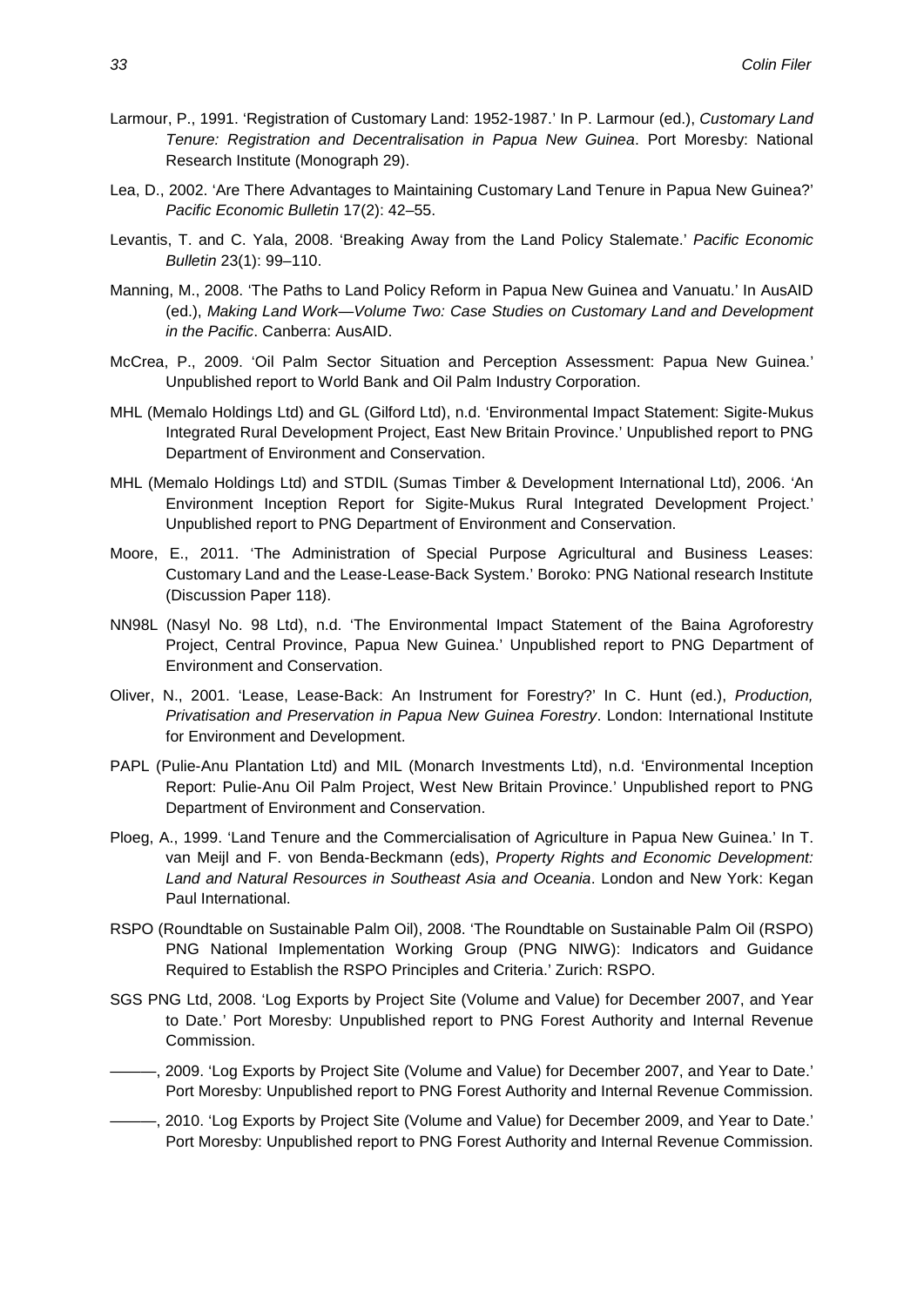Larmour, P., 1991. 'Registration of Customary Land: 1952-1987.' In P. Larmour (ed.), *Customary Land Tenure: Registration and Decentralisation in Papua New Guinea*. Port Moresby: National Research Institute (Monograph 29).

Lea, D., 2002. 'Are There Advantages to Maintaining Customary Land Tenure in Papua New Guinea?' *Pacific Economic Bulletin* 17(2): 42–55.

Levantis, T. and C. Yala, 2008. 'Breaking Away from the Land Policy Stalemate.' *Pacific Economic Bulletin* 23(1): 99–110.

Manning, M., 2008. 'The Paths to Land Policy Reform in Papua New Guinea and Vanuatu.' In AusAID (ed.), *Making Land Work—Volume Two: Case Studies on Customary Land and Development in the Pacific*. Canberra: AusAID.

McCrea, P., 2009. 'Oil Palm Sector Situation and Perception Assessment: Papua New Guinea.' Unpublished report to World Bank and Oil Palm Industry Corporation.

MHL (Memalo Holdings Ltd) and GL (Gilford Ltd), n.d. 'Environmental Impact Statement: Sigite-Mukus Integrated Rural Development Project, East New Britain Province.' Unpublished report to PNG Department of Environment and Conservation.

MHL (Memalo Holdings Ltd) and STDIL (Sumas Timber & Development International Ltd), 2006. 'An Environment Inception Report for Sigite-Mukus Rural Integrated Development Project.' Unpublished report to PNG Department of Environment and Conservation.

Moore, E., 2011. 'The Administration of Special Purpose Agricultural and Business Leases: Customary Land and the Lease-Lease-Back System.' Boroko: PNG National research Institute (Discussion Paper 118).

NN98L (Nasyl No. 98 Ltd), n.d. 'The Environmental Impact Statement of the Baina Agroforestry Project, Central Province, Papua New Guinea.' Unpublished report to PNG Department of Environment and Conservation.

Oliver, N., 2001. 'Lease, Lease-Back: An Instrument for Forestry?' In C. Hunt (ed.), *Production, Privatisation and Preservation in Papua New Guinea Forestry*. London: International Institute for Environment and Development.

PAPL (Pulie-Anu Plantation Ltd) and MIL (Monarch Investments Ltd), n.d. 'Environmental Inception Report: Pulie-Anu Oil Palm Project, West New Britain Province.' Unpublished report to PNG Department of Environment and Conservation.

Ploeg, A., 1999. 'Land Tenure and the Commercialisation of Agriculture in Papua New Guinea.' In T. van Meijl and F. von Benda-Beckmann (eds), *Property Rights and Economic Development: Land and Natural Resources in Southeast Asia and Oceania*. London and New York: Kegan Paul International.

RSPO (Roundtable on Sustainable Palm Oil), 2008. 'The Roundtable on Sustainable Palm Oil (RSPO) PNG National Implementation Working Group (PNG NIWG): Indicators and Guidance Required to Establish the RSPO Principles and Criteria.' Zurich: RSPO.

SGS PNG Ltd, 2008. 'Log Exports by Project Site (Volume and Value) for December 2007, and Year to Date.' Port Moresby: Unpublished report to PNG Forest Authority and Internal Revenue Commission.

———, 2009. 'Log Exports by Project Site (Volume and Value) for December 2007, and Year to Date.' Port Moresby: Unpublished report to PNG Forest Authority and Internal Revenue Commission.

———, 2010. 'Log Exports by Project Site (Volume and Value) for December 2009, and Year to Date.' Port Moresby: Unpublished report to PNG Forest Authority and Internal Revenue Commission.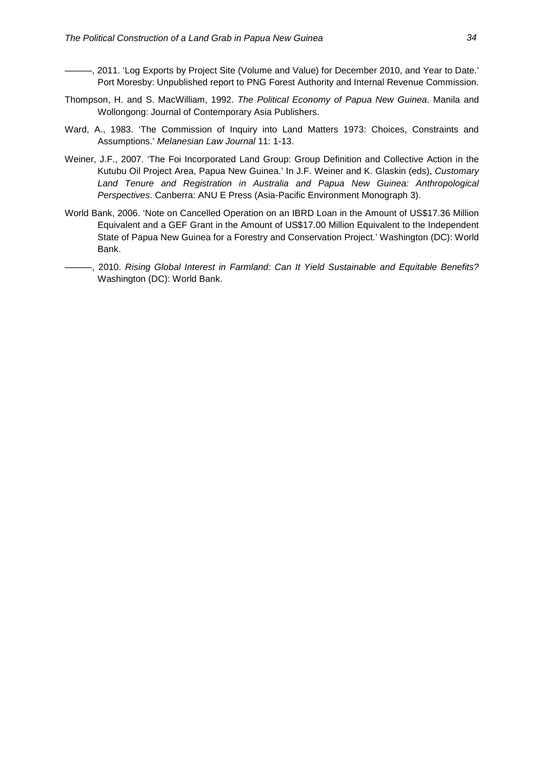———, 2011. 'Log Exports by Project Site (Volume and Value) for December 2010, and Year to Date.' Port Moresby: Unpublished report to PNG Forest Authority and Internal Revenue Commission.

Thompson, H. and S. MacWilliam, 1992. *The Political Economy of Papua New Guinea*. Manila and Wollongong: Journal of Contemporary Asia Publishers.

Ward, A., 1983. 'The Commission of Inquiry into Land Matters 1973: Choices, Constraints and Assumptions.' *Melanesian Law Journal* 11: 1-13.

Weiner, J.F., 2007. 'The Foi Incorporated Land Group: Group Definition and Collective Action in the Kutubu Oil Project Area, Papua New Guinea.' In J.F. Weiner and K. Glaskin (eds), *Customary Land Tenure and Registration in Australia and Papua New Guinea: Anthropological Perspectives*. Canberra: ANU E Press (Asia-Pacific Environment Monograph 3).

World Bank, 2006. 'Note on Cancelled Operation on an IBRD Loan in the Amount of US$17.36 Million Equivalent and a GEF Grant in the Amount of US$17.00 Million Equivalent to the Independent State of Papua New Guinea for a Forestry and Conservation Project.' Washington (DC): World Bank.

———, 2010. *Rising Global Interest in Farmland: Can It Yield Sustainable and Equitable Benefits?* Washington (DC): World Bank.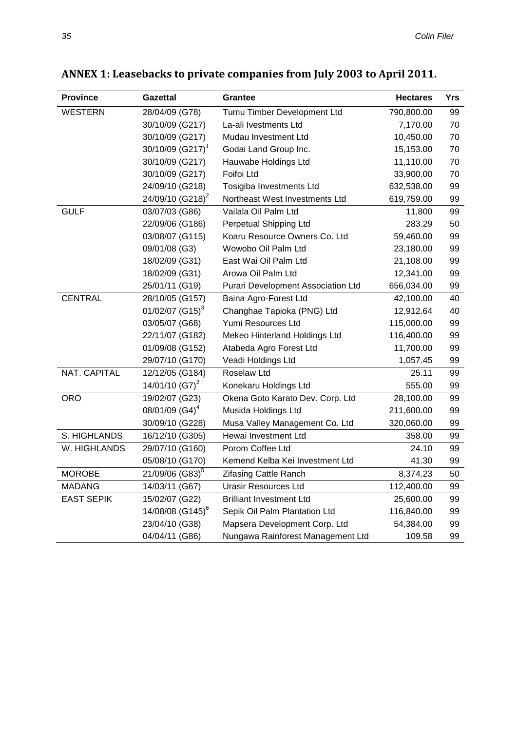## ANNEX 1: Leasebacks to private companies from July 2003 to April 2011.

| Province | Gazettal | Grantee | Hectares | Yrs |
|---|---|---|---|---|
| WESTERN | 28/04/09 (G78) | Tumu Timber Development Ltd | 790,800.00 | 99 |
| | 30/10/09 (G217) | La-ali Ivestments Ltd | 7,170.00 | 70 |
| | 30/10/09 (G217) | Mudau Investment Ltd | 10,450.00 | 70 |
| | 30/10/09 (G217)[1] | Godai Land Group Inc. | 15,153.00 | 70 |
| | 30/10/09 (G217) | Hauwabe Holdings Ltd | 11,110.00 | 70 |
| | 30/10/09 (G217) | Foifoi Ltd | 33,900.00 | 70 |
| | 24/09/10 (G218) | Tosigiba Investments Ltd | 632,538.00 | 99 |
| | 24/09/10 (G218)[2] | Northeast West Investments Ltd | 619,759.00 | 99 |
| GULF | 03/07/03 (G86) | Vailala Oil Palm Ltd | 11,800 | 99 |
| | 22/09/06 (G186) | Perpetual Shipping Ltd | 283.29 | 50 |
| | 03/08/07 (G115) | Koaru Resource Owners Co. Ltd | 59,460.00 | 99 |
| | 09/01/08 (G3) | Wowobo Oil Palm Ltd | 23,180.00 | 99 |
| | 18/02/09 (G31) | East Wai Oil Palm Ltd | 21,108.00 | 99 |
| | 18/02/09 (G31) | Arowa Oil Palm Ltd | 12,341.00 | 99 |
| | 25/01/11 (G19) | Purari Development Association Ltd | 656,034.00 | 99 |
| CENTRAL | 28/10/05 (G157) | Baina Agro-Forest Ltd | 42,100.00 | 40 |
| | 01/02/07 (G15)[3] | Changhae Tapioka (PNG) Ltd | 12,912.64 | 40 |
| | 03/05/07 (G68) | Yumi Resources Ltd | 115,000.00 | 99 |
| | 22/11/07 (G182) | Mekeo Hinterland Holdings Ltd | 116,400.00 | 99 |
| | 01/09/08 (G152) | Atabeda Agro Forest Ltd | 11,700.00 | 99 |
| | 29/07/10 (G170) | Veadi Holdings Ltd | 1,057.45 | 99 |
| NAT. CAPITAL | 12/12/05 (G184) | Roselaw Ltd | 25.11 | 99 |
| | 14/01/10 (G7)[2] | Konekaru Holdings Ltd | 555.00 | 99 |
| ORO | 19/02/07 (G23) | Okena Goto Karato Dev. Corp. Ltd | 28,100.00 | 99 |
| | 08/01/09 (G4)[4] | Musida Holdings Ltd | 211,600.00 | 99 |
| | 30/09/10 (G228) | Musa Valley Management Co. Ltd | 320,060.00 | 99 |
| S. HIGHLANDS | 16/12/10 (G305) | Hewai Investment Ltd | 358.00 | 99 |
| W. HIGHLANDS | 29/07/10 (G160) | Porom Coffee Ltd | 24.10 | 99 |
| | 05/08/10 (G170) | Kemend Kelba Kei Investment Ltd | 41.30 | 99 |
| MOROBE | 21/09/06 (G83)[5] | Zifasing Cattle Ranch | 8,374.23 | 50 |
| MADANG | 14/03/11 (G67) | Urasir Resources Ltd | 112,400.00 | 99 |
| EAST SEPIK | 15/02/07 (G22) | Brilliant Investment Ltd | 25,600.00 | 99 |
| | 14/08/08 (G145)[6] | Sepik Oil Palm Plantation Ltd | 116,840.00 | 99 |
| | 23/04/10 (G38) | Mapsera Development Corp. Ltd | 54,384.00 | 99 |
| | 04/04/11 (G86) | Nungawa Rainforest Management Ltd | 109.58 | 99 |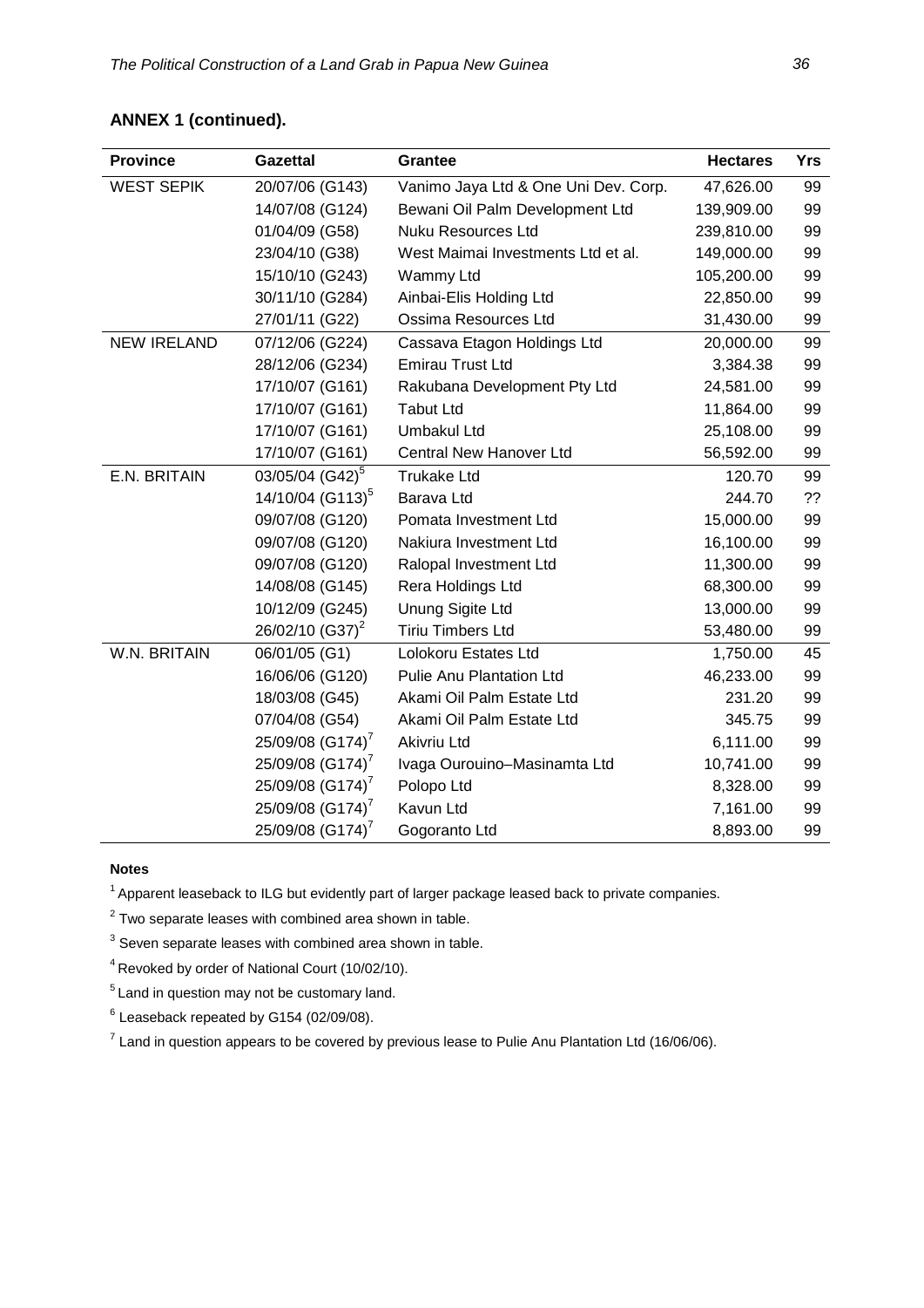**ANNEX 1 (continued).**

| Province | Gazettal | Grantee | Hectares | Yrs |
|---|---|---|---|---|
| WEST SEPIK | 20/07/06 (G143) | Vanimo Jaya Ltd & One Uni Dev. Corp. | 47,626.00 | 99 |
| | 14/07/08 (G124) | Bewani Oil Palm Development Ltd | 139,909.00 | 99 |
| | 01/04/09 (G58) | Nuku Resources Ltd | 239,810.00 | 99 |
| | 23/04/10 (G38) | West Maimai Investments Ltd et al. | 149,000.00 | 99 |
| | 15/10/10 (G243) | Wammy Ltd | 105,200.00 | 99 |
| | 30/11/10 (G284) | Ainbai-Elis Holding Ltd | 22,850.00 | 99 |
| | 27/01/11 (G22) | Ossima Resources Ltd | 31,430.00 | 99 |
| NEW IRELAND | 07/12/06 (G224) | Cassava Etagon Holdings Ltd | 20,000.00 | 99 |
| | 28/12/06 (G234) | Emirau Trust Ltd | 3,384.38 | 99 |
| | 17/10/07 (G161) | Rakubana Development Pty Ltd | 24,581.00 | 99 |
| | 17/10/07 (G161) | Tabut Ltd | 11,864.00 | 99 |
| | 17/10/07 (G161) | Umbakul Ltd | 25,108.00 | 99 |
| | 17/10/07 (G161) | Central New Hanover Ltd | 56,592.00 | 99 |
| E.N. BRITAIN | 03/05/04 (G42)[5] | Trukake Ltd | 120.70 | 99 |
| | 14/10/04 (G113)[5] | Barava Ltd | 244.70 | ?? |
| | 09/07/08 (G120) | Pomata Investment Ltd | 15,000.00 | 99 |
| | 09/07/08 (G120) | Nakiura Investment Ltd | 16,100.00 | 99 |
| | 09/07/08 (G120) | Ralopal Investment Ltd | 11,300.00 | 99 |
| | 14/08/08 (G145) | Rera Holdings Ltd | 68,300.00 | 99 |
| | 10/12/09 (G245) | Unung Sigite Ltd | 13,000.00 | 99 |
| | 26/02/10 (G37)[2] | Tiriu Timbers Ltd | 53,480.00 | 99 |
| W.N. BRITAIN | 06/01/05 (G1) | Lolokoru Estates Ltd | 1,750.00 | 45 |
| | 16/06/06 (G120) | Pulie Anu Plantation Ltd | 46,233.00 | 99 |
| | 18/03/08 (G45) | Akami Oil Palm Estate Ltd | 231.20 | 99 |
| | 07/04/08 (G54) | Akami Oil Palm Estate Ltd | 345.75 | 99 |
| | 25/09/08 (G174)[7] | Akivriu Ltd | 6,111.00 | 99 |
| | 25/09/08 (G174)[7] | Ivaga Ourouino–Masinamta Ltd | 10,741.00 | 99 |
| | 25/09/08 (G174)[7] | Polopo Ltd | 8,328.00 | 99 |
| | 25/09/08 (G174)[7] | Kavun Ltd | 7,161.00 | 99 |
| | 25/09/08 (G174)[7] | Gogoranto Ltd | 8,893.00 | 99 |

**Notes**

[1] Apparent leaseback to ILG but evidently part of larger package leased back to private companies.

[2] Two separate leases with combined area shown in table.

[3] Seven separate leases with combined area shown in table.

[4] Revoked by order of National Court (10/02/10).

[5] Land in question may not be customary land.

[6] Leaseback repeated by G154 (02/09/08).

[7] Land in question appears to be covered by previous lease to Pulie Anu Plantation Ltd (16/06/06).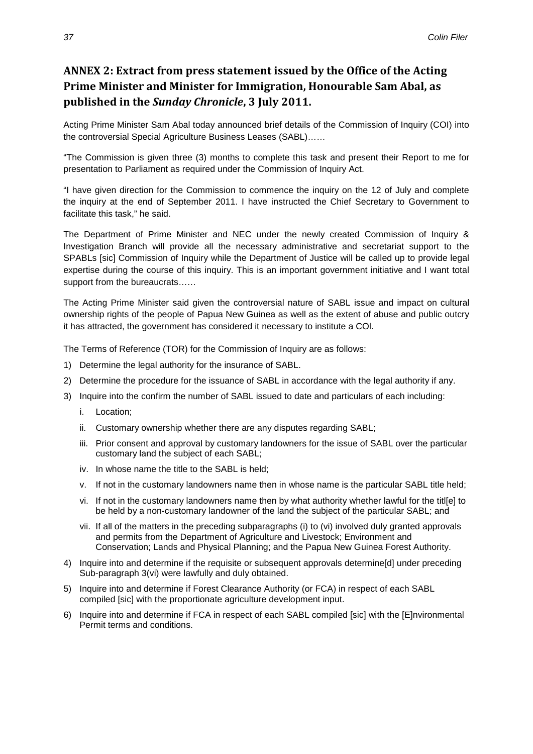## ANNEX 2: Extract from press statement issued by the Office of the Acting Prime Minister and Minister for Immigration, Honourable Sam Abal, as published in the *Sunday Chronicle*, 3 July 2011.

Acting Prime Minister Sam Abal today announced brief details of the Commission of Inquiry (COI) into the controversial Special Agriculture Business Leases (SABL)……

"The Commission is given three (3) months to complete this task and present their Report to me for presentation to Parliament as required under the Commission of Inquiry Act.

"I have given direction for the Commission to commence the inquiry on the 12 of July and complete the inquiry at the end of September 2011. I have instructed the Chief Secretary to Government to facilitate this task," he said.

The Department of Prime Minister and NEC under the newly created Commission of Inquiry & Investigation Branch will provide all the necessary administrative and secretariat support to the SPABLs [sic] Commission of Inquiry while the Department of Justice will be called up to provide legal expertise during the course of this inquiry. This is an important government initiative and I want total support from the bureaucrats……

The Acting Prime Minister said given the controversial nature of SABL issue and impact on cultural ownership rights of the people of Papua New Guinea as well as the extent of abuse and public outcry it has attracted, the government has considered it necessary to institute a COI.

The Terms of Reference (TOR) for the Commission of Inquiry are as follows:

1) Determine the legal authority for the insurance of SABL.
2) Determine the procedure for the issuance of SABL in accordance with the legal authority if any.
3) Inquire into the confirm the number of SABL issued to date and particulars of each including:
   i. Location;
   ii. Customary ownership whether there are any disputes regarding SABL;
   iii. Prior consent and approval by customary landowners for the issue of SABL over the particular customary land the subject of each SABL;
   iv. In whose name the title to the SABL is held;
   v. If not in the customary landowners name then in whose name is the particular SABL title held;
   vi. If not in the customary landowners name then by what authority whether lawful for the titl[e] to be held by a non-customary landowner of the land the subject of the particular SABL; and
   vii. If all of the matters in the preceding subparagraphs (i) to (vi) involved duly granted approvals and permits from the Department of Agriculture and Livestock; Environment and Conservation; Lands and Physical Planning; and the Papua New Guinea Forest Authority.
4) Inquire into and determine if the requisite or subsequent approvals determine[d] under preceding Sub-paragraph 3(vi) were lawfully and duly obtained.
5) Inquire into and determine if Forest Clearance Authority (or FCA) in respect of each SABL compiled [sic] with the proportionate agriculture development input.
6) Inquire into and determine if FCA in respect of each SABL compiled [sic] with the [E]nvironmental Permit terms and conditions.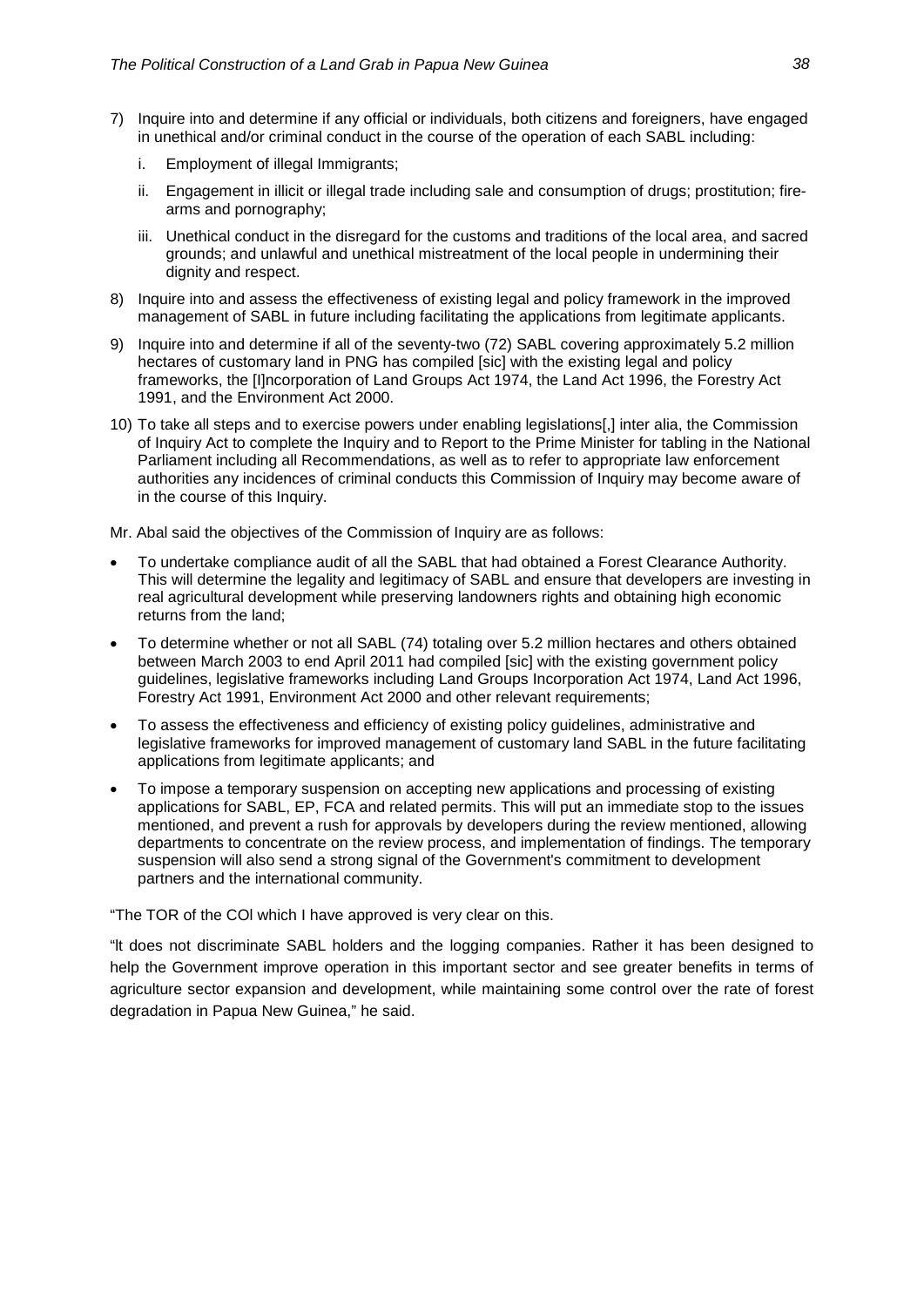7) Inquire into and determine if any official or individuals, both citizens and foreigners, have engaged in unethical and/or criminal conduct in the course of the operation of each SABL including:

   i. Employment of illegal Immigrants;

   ii. Engagement in illicit or illegal trade including sale and consumption of drugs; prostitution; fire-arms and pornography;

   iii. Unethical conduct in the disregard for the customs and traditions of the local area, and sacred grounds; and unlawful and unethical mistreatment of the local people in undermining their dignity and respect.

8) Inquire into and assess the effectiveness of existing legal and policy framework in the improved management of SABL in future including facilitating the applications from legitimate applicants.

9) Inquire into and determine if all of the seventy-two (72) SABL covering approximately 5.2 million hectares of customary land in PNG has compiled [sic] with the existing legal and policy frameworks, the [I]ncorporation of Land Groups Act 1974, the Land Act 1996, the Forestry Act 1991, and the Environment Act 2000.

10) To take all steps and to exercise powers under enabling legislations[,] inter alia, the Commission of Inquiry Act to complete the Inquiry and to Report to the Prime Minister for tabling in the National Parliament including all Recommendations, as well as to refer to appropriate law enforcement authorities any incidences of criminal conducts this Commission of Inquiry may become aware of in the course of this Inquiry.

Mr. Abal said the objectives of the Commission of Inquiry are as follows:

- To undertake compliance audit of all the SABL that had obtained a Forest Clearance Authority. This will determine the legality and legitimacy of SABL and ensure that developers are investing in real agricultural development while preserving landowners rights and obtaining high economic returns from the land;
- To determine whether or not all SABL (74) totaling over 5.2 million hectares and others obtained between March 2003 to end April 2011 had compiled [sic] with the existing government policy guidelines, legislative frameworks including Land Groups Incorporation Act 1974, Land Act 1996, Forestry Act 1991, Environment Act 2000 and other relevant requirements;
- To assess the effectiveness and efficiency of existing policy guidelines, administrative and legislative frameworks for improved management of customary land SABL in the future facilitating applications from legitimate applicants; and
- To impose a temporary suspension on accepting new applications and processing of existing applications for SABL, EP, FCA and related permits. This will put an immediate stop to the issues mentioned, and prevent a rush for approvals by developers during the review mentioned, allowing departments to concentrate on the review process, and implementation of findings. The temporary suspension will also send a strong signal of the Government's commitment to development partners and the international community.

"The TOR of the COl which I have approved is very clear on this.

"lt does not discriminate SABL holders and the logging companies. Rather it has been designed to help the Government improve operation in this important sector and see greater benefits in terms of agriculture sector expansion and development, while maintaining some control over the rate of forest degradation in Papua New Guinea," he said.